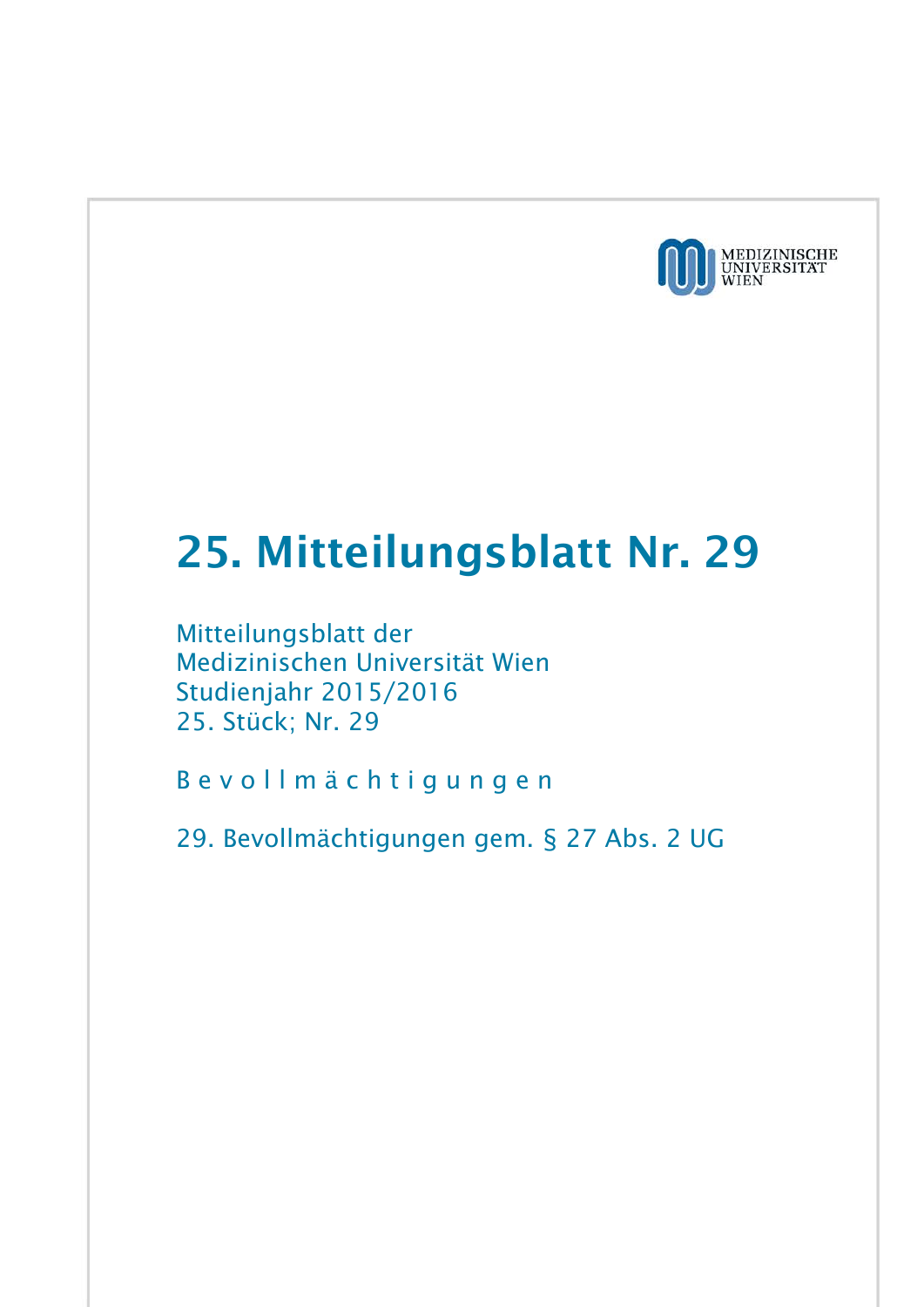MEDIZINISCHE UNIVERSITÄT WIEN

# 25. Mitteilungsblatt Nr. 29

Mitteilungsblatt der
Medizinischen Universität Wien
Studienjahr 2015/2016
25. Stück; Nr. 29

B e v o l l m ä c h t i g u n g e n

29. Bevollmächtigungen gem. § 27 Abs. 2 UG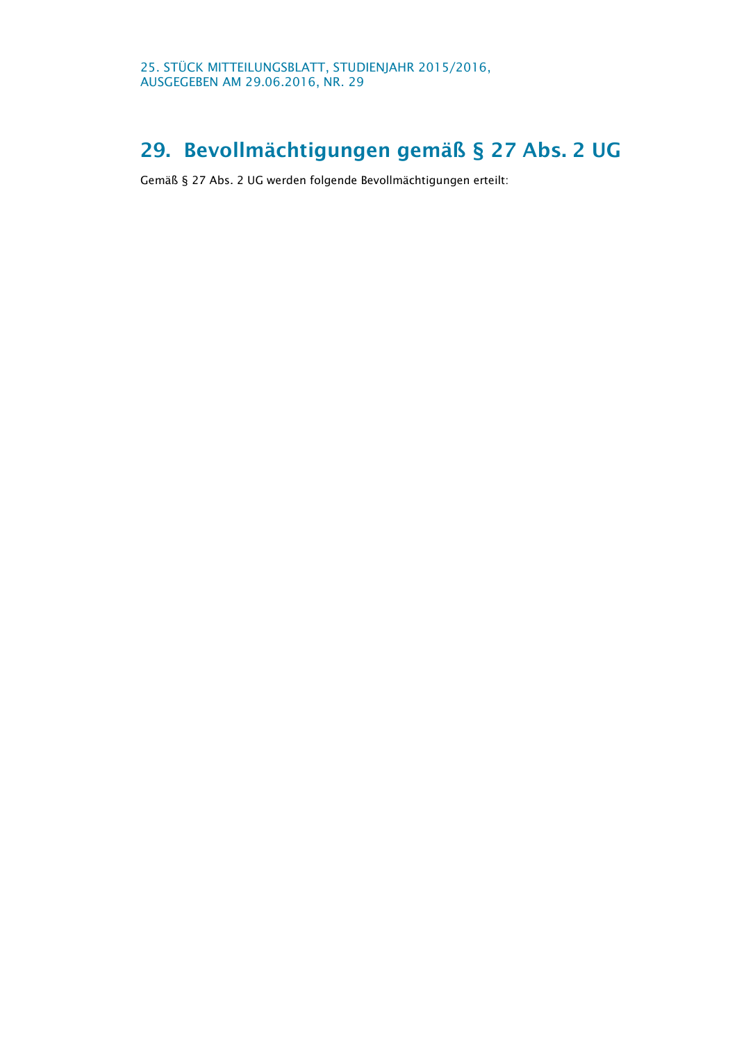# 29. Bevollmächtigungen gemäß § 27 Abs. 2 UG

Gemäß § 27 Abs. 2 UG werden folgende Bevollmächtigungen erteilt: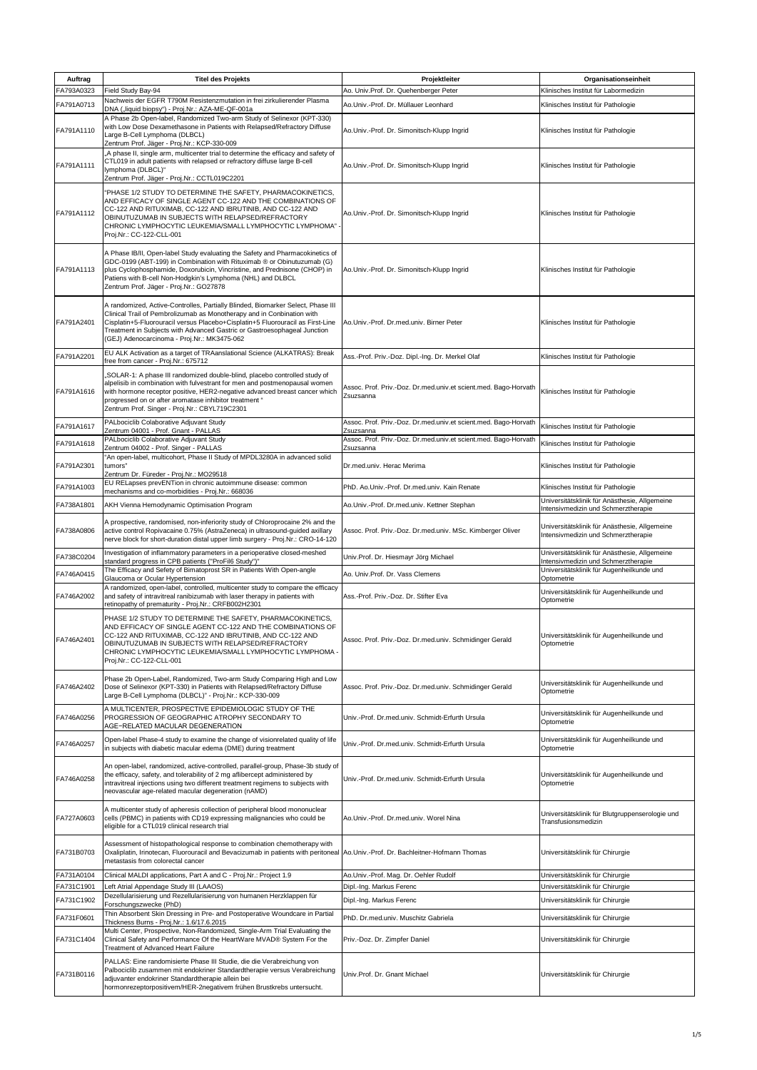| Auftrag | Titel des Projekts | Projektleiter | Organisationseinheit |
|---|---|---|---|
| FA793A0323 | Field Study Bay-94 | Ao. Univ.Prof. Dr. Quehenberger Peter | Klinisches Institut für Labormedizin |
| FA791A0713 | Nachweis der EGFR T790M Resistenzmutation in frei zirkulierender Plasma DNA („liquid biopsy") - Proj.Nr.: AZA-ME-QF-001a | Ao.Univ.-Prof. Dr. Müllauer Leonhard | Klinisches Institut für Pathologie |
| FA791A1110 | A Phase 2b Open-label, Randomized Two-arm Study of Selinexor (KPT-330) with Low Dose Dexamethasone in Patients with Relapsed/Refractory Diffuse Large B-Cell Lymphoma (DLBCL) Zentrum Prof. Jäger - Proj.Nr.: KCP-330-009 | Ao.Univ.-Prof. Dr. Simonitsch-Klupp Ingrid | Klinisches Institut für Pathologie |
| FA791A1111 | „A phase II, single arm, multicenter trial to determine the efficacy and safety of CTL019 in adult patients with relapsed or refractory diffuse large B-cell lymphoma (DLBCL)" Zentrum Prof. Jäger - Proj.Nr.: CCTL019C2201 | Ao.Univ.-Prof. Dr. Simonitsch-Klupp Ingrid | Klinisches Institut für Pathologie |
| FA791A1112 | "PHASE 1/2 STUDY TO DETERMINE THE SAFETY, PHARMACOKINETICS, AND EFFICACY OF SINGLE AGENT CC-122 AND THE COMBINATIONS OF CC-122 AND RITUXIMAB, CC-122 AND IBRUTINIB, AND CC-122 AND OBINUTUZUMAB IN SUBJECTS WITH RELAPSED/REFRACTORY CHRONIC LYMPHOCYTIC LEUKEMIA/SMALL LYMPHOCYTIC LYMPHOMA" - Proj.Nr.: CC-122-CLL-001 | Ao.Univ.-Prof. Dr. Simonitsch-Klupp Ingrid | Klinisches Institut für Pathologie |
| FA791A1113 | A Phase IB/II, Open-label Study evaluating the Safety and Pharmacokinetics of GDC-0199 (ABT-199) in Combination with Rituximab ® or Obinutuzumab (G) plus Cyclophosphamide, Doxorubicin, Vincristine, and Prednisone (CHOP) in Patiens with B-cell Non-Hodgkin's Lymphoma (NHL) and DLBCL Zentrum Prof. Jäger - Proj.Nr.: GO27878 | Ao.Univ.-Prof. Dr. Simonitsch-Klupp Ingrid | Klinisches Institut für Pathologie |
| FA791A2401 | A randomized, Active-Controlles, Partially Blinded, Biomarker Select, Phase III Clinical Trail of Pembrolizumab as Monotherapy and in Combination with Cisplatin+5-Fluorouracil versus Placebo+Cisplatin+5 Fluorouracil as First-Line Treatment in Subjects with Advanced Gastric or Gastroesophageal Junction (GEJ) Adenocarcinoma - Proj.Nr.: MK3475-062 | Ao.Univ.-Prof. Dr.med.univ. Birner Peter | Klinisches Institut für Pathologie |
| FA791A2201 | EU ALK Activation as a target of TRAanslational Science (ALKATRAS): Break free from cancer - Proj.Nr.: 675712 | Ass.-Prof. Priv.-Doz. Dipl.-Ing. Dr. Merkel Olaf | Klinisches Institut für Pathologie |
| FA791A1616 | „SOLAR-1: A phase III randomized double-blind, placebo controlled study of alpelisib in combination with fulvestrant for men and postmenopausal women with hormone receptor positive, HER2-negative advanced breast cancer which progressed on or after aromatase inhibitor treatment " Zentrum Prof. Singer - Proj.Nr.: CBYL719C2301 | Assoc. Prof. Priv.-Doz. Dr.med.univ.et scient.med. Bago-Horvath Zsuzsanna | Klinisches Institut für Pathologie |
| FA791A1617 | PALbociclib Colaborative Adjuvant Study Zentrum 04001 - Prof. Gnant - PALLAS | Assoc. Prof. Priv.-Doz. Dr.med.univ.et scient.med. Bago-Horvath Zsuzsanna | Klinisches Institut für Pathologie |
| FA791A1618 | PALbociclib Colaborative Adjuvant Study Zentrum 04002 - Prof. Singer - PALLAS | Assoc. Prof. Priv.-Doz. Dr.med.univ.et scient.med. Bago-Horvath Zsuzsanna | Klinisches Institut für Pathologie |
| FA791A2301 | "An open-label, multicohort, Phase II Study of MPDL3280A in advanced solid tumors" Zentrum Dr. Füreder - Proj.Nr.: MO29518 | Dr.med.univ. Herac Merima | Klinisches Institut für Pathologie |
| FA791A1003 | EU RELapses prevENTion in chronic autoimmune disease: common mechanisms and co-morbidities - Proj.Nr.: 668036 | PhD. Ao.Univ.-Prof. Dr.med.univ. Kain Renate | Klinisches Institut für Pathologie |
| FA738A1801 | AKH Vienna Hemodynamic Optimisation Program | Ao.Univ.-Prof. Dr.med.univ. Kettner Stephan | Universitätsklinik für Anästhesie, Allgemeine Intensivmedizin und Schmerztherapie |
| FA738A0806 | A prospective, randomised, non-inferiority study of Chloroprocaine 2% and the active control Ropivacaine 0.75% (AstraZeneca) in ultrasound-guided axillary nerve block for short-duration distal upper limb surgery - Proj.Nr.: CRO-14-120 | Assoc. Prof. Priv.-Doz. Dr.med.univ. MSc. Kimberger Oliver | Universitätsklinik für Anästhesie, Allgemeine Intensivmedizin und Schmerztherapie |
| FA738C0204 | Investigation of inflammatory parameters in a perioperative closed-meshed standard progress in CPB patients ("ProFil6 Study")" | Univ.Prof. Dr. Hiesmayr Jörg Michael | Universitätsklinik für Anästhesie, Allgemeine Intensivmedizin und Schmerztherapie |
| FA746A0415 | The Efficacy and Safety of Bimatoprost SR in Patients With Open-angle Glaucoma or Ocular Hypertension | Ao. Univ.Prof. Dr. Vass Clemens | Universitätsklinik für Augenheilkunde und Optometrie |
| FA746A2002 | A randomized, open-label, controlled, multicenter study to compare the efficacy and safety of intravitreal ranibizumab with laser therapy in patients with retinopathy of prematurity - Proj.Nr.: CRFB002H2301 | Ass.-Prof. Priv.-Doz. Dr. Stifter Eva | Universitätsklinik für Augenheilkunde und Optometrie |
| FA746A2401 | PHASE 1/2 STUDY TO DETERMINE THE SAFETY, PHARMACOKINETICS, AND EFFICACY OF SINGLE AGENT CC-122 AND THE COMBINATIONS OF CC-122 AND RITUXIMAB, CC-122 AND IBRUTINIB, AND CC-122 AND OBINUTUZUMAB IN SUBJECTS WITH RELAPSED/REFRACTORY CHRONIC LYMPHOCYTIC LEUKEMIA/SMALL LYMPHOCYTIC LYMPHOMA - Proj.Nr.: CC-122-CLL-001 | Assoc. Prof. Priv.-Doz. Dr.med.univ. Schmidinger Gerald | Universitätsklinik für Augenheilkunde und Optometrie |
| FA746A2402 | Phase 2b Open-Label, Randomized, Two-arm Study Comparing High and Low Dose of Selinexor (KPT-330) in Patients with Relapsed/Refractory Diffuse Large B-Cell Lymphoma (DLBCL)" - Proj.Nr.: KCP-330-009 | Assoc. Prof. Priv.-Doz. Dr.med.univ. Schmidinger Gerald | Universitätsklinik für Augenheilkunde und Optometrie |
| FA746A0256 | A MULTICENTER, PROSPECTIVE EPIDEMIOLOGIC STUDY OF THE PROGRESSION OF GEOGRAPHIC ATROPHY SECONDARY TO AGE−RELATED MACULAR DEGENERATION | Univ.-Prof. Dr.med.univ. Schmidt-Erfurth Ursula | Universitätsklinik für Augenheilkunde und Optometrie |
| FA746A0257 | Open-label Phase-4 study to examine the change of visionrelated quality of life in subjects with diabetic macular edema (DME) during treatment | Univ.-Prof. Dr.med.univ. Schmidt-Erfurth Ursula | Universitätsklinik für Augenheilkunde und Optometrie |
| FA746A0258 | An open-label, randomized, active-controlled, parallel-group, Phase-3b study of the efficacy, safety, and tolerability of 2 mg aflibercept administered by intravitreal injections using two different treatment regimens to subjects with neovascular age-related macular degeneration (nAMD) | Univ.-Prof. Dr.med.univ. Schmidt-Erfurth Ursula | Universitätsklinik für Augenheilkunde und Optometrie |
| FA727A0603 | A multicenter study of apheresis collection of peripheral blood mononuclear cells (PBMC) in patients with CD19 expressing malignancies who could be eligible for a CTL019 clinical research trial | Ao.Univ.-Prof. Dr.med.univ. Worel Nina | Universitätsklinik für Blutgruppenserologie und Transfusionsmedizin |
| FA731B0703 | Assessment of histopathological response to combination chemotherapy with Oxaliplatin, Irinotecan, Fluorouracil and Bevacizumab in patients with peritoneal metastasis from colorectal cancer | Ao.Univ.-Prof. Dr. Bachleitner-Hofmann Thomas | Universitätsklinik für Chirurgie |
| FA731A0104 | Clinical MALDI applications, Part A and C - Proj.Nr.: Project 1.9 | Ao.Univ.-Prof. Mag. Dr. Oehler Rudolf | Universitätsklinik für Chirurgie |
| FA731C1901 | Left Atrial Appendage Study III (LAAOS) | Dipl.-Ing. Markus Ferenc | Universitätsklinik für Chirurgie |
| FA731C1902 | Dezellularisierung und Rezellularisierung von humanen Herzklappen für Forschungszwecke (PhD) | Dipl.-Ing. Markus Ferenc | Universitätsklinik für Chirurgie |
| FA731F0601 | Thin Absorbent Skin Dressing in Pre- and Postoperative Woundcare in Partial Thickness Burns - Proj.Nr.: 1.6/17.6.2015 | PhD. Dr.med.univ. Muschitz Gabriela | Universitätsklinik für Chirurgie |
| FA731C1404 | Multi Center, Prospective, Non-Randomized, Single-Arm Trial Evaluating the Clinical Safety and Performance Of the HeartWare MVAD® System For the Treatment of Advanced Heart Failure | Priv.-Doz. Dr. Zimpfer Daniel | Universitätsklinik für Chirurgie |
| FA731B0116 | PALLAS: Eine randomisierte Phase III Studie, die die Verabreichung von Palbociclib zusammen mit endokriner Standardtherapie versus Verabreichung adjuvanter endokriner Standardtherapie allein bei hormonrezeptorpositivem/HER-2negativem frühen Brustkrebs untersucht. | Univ.Prof. Dr. Gnant Michael | Universitätsklinik für Chirurgie |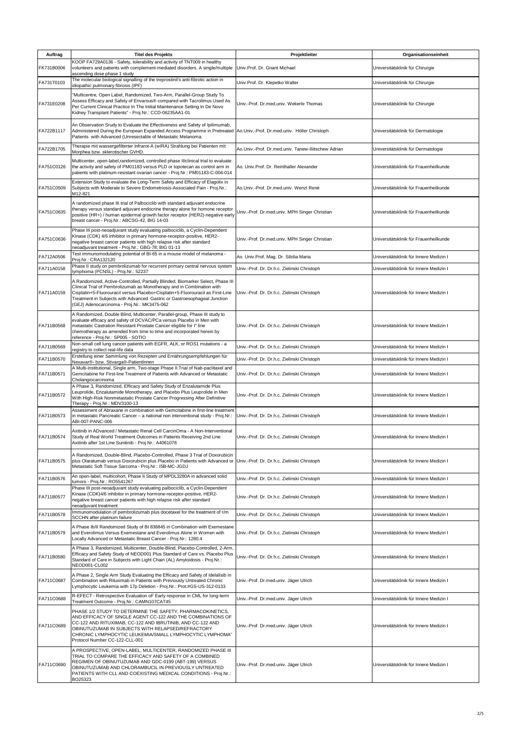| Auftrag | Titel des Projekts | Projektleiter | Organisationseinheit |
|---|---|---|---|
| FA731B0006 | KOOP FA729A0136 - Safety, tolerability and activity of TNT009 in healthy volunteers and patients with complement-mediated disorders. A single/multiple ascending dose phase 1 study | Univ.Prof. Dr. Gnant Michael | Universitätsklinik für Chirurgie |
| FA731T0103 | The molecular biological signalling of the treprostinil's anti-fibrotic action in idiopathic pulmonary fibrosis (IPF) | Univ.Prof. Dr. Klepetko Walter | Universitätsklinik für Chirurgie |
| FA731E0208 | "Multicentre, Open Label, Randomized, Two-Arm, Parallel-Group Study To Assess Efficacy and Safety of Envarsus® compared with Tacrolimus Used As Per Current Clinical Practice In The Initial Maintenance Setting In De Novo Kidney Transplant Patients" - Proj.Nr.: CCD-06235AA1-01 | Univ.-Prof. Dr.med.univ. Wekerle Thomas | Universitätsklinik für Chirurgie |
| FA722B1117 | An Observation Srudy to Evaluate the Effectiveness and Safety of Ipilimumab, Administered During the European Expanded Access Programme in Pretreated Patients with Advanced (Unresectable of Metastatic Melanoma. | Ao.Univ.-Prof. Dr.med.univ. Höller Christoph | Universitätsklinik für Dermatologie |
| FA722B1705 | Therapie mit wassergefilterter Infrarot-A (wIRA) Strahlung bei Patienten mit Morphea bzw. sklerotischer GVHD. | Ao.Univ.-Prof. Dr.med.univ. Tanew-Iliitschew Adrian | Universitätsklinik für Dermatologie |
| FA751C0126 | Multicenter, open-label,randomized, controlled phase IIIclinical trial to evaluate the activity and safety of PM01183 versus PLD or topotecan as control arm in patients with platinum-resistant ovarian cancer - Proj.Nr.: PM01183-C-004-014 | Ao. Univ.Prof. Dr. Reinthaller Alexander | Universitätsklinik für Frauenheilkunde |
| FA751C0509 | Extension Study to evaluate the Long-Term Safety and Efficacy of Elagolix in Subjects with Moderate to Severe Endometriosis-Associated Pain - Proj.Nr.: M12-821 | Ao.Univ.-Prof. Dr.med.univ. Wenzl René | Universitätsklinik für Frauenheilkunde |
| FA751C0635 | A randomized phase III trial of Palbociclib with standard adjuvant endocrine therapy versus standard adjuvant endocrine therapy alone for homone receptor positive (HR+) / human epidermal growth factor receptor (HER2)-negative early breast cancer - Proj.Nr.: ABCSG-42, BIG 14-03 | Univ.-Prof. Dr.med.univ. MPH Singer Christian | Universitätsklinik für Frauenheilkunde |
| FA751C0636 | Phase III post-neoadjuvant study evaluating palbociclib, a Cyclin-Dependent Kinase (CDK) 4/6 inhibitor in primary hormone-receptor-positive, HER2-negative breast cancer patients with high relapse risk after standard neoadjuvant treatment - Proj.Nr.: GBG-78; BIG 01-13 | Univ.-Prof. Dr.med.univ. MPH Singer Christian | Universitätsklinik für Frauenheilkunde |
| FA712A0506 | Test immunomodulating potential of BI-65 in a mouse model of melanoma - Proj.Nr.: CRA132120 | Ao. Univ.Prof. Mag. Dr. Sibilia Maria | Universitätsklinik für Innere Medizin I |
| FA711A0158 | Phase II study on pembrolizumab for recurrent primary central nervous system lymphoma (PCNSL) - Proj.Nr.: 52237 | Univ.-Prof. Dr. Dr.h.c. Zielinski Christoph | Universitätsklinik für Innere Medizin I |
| FA711A0159 | A Randomized, Active-Controlled, Partially Blinded, Biomarker Select, Phase III Clinical Trial of Pembrolizumab as Monotherapy and in Combination with Cisplatin+5-Fluorouracil versus Placebo+Cisplatin+5-Fluorouracil as First-Line Treatment in Subjects with Advanced Gastric or Gastroesophageal Junction (GEJ) Adenocarcinoma - Proj.Nr.: MK3475-062 | Univ.-Prof. Dr. Dr.h.c. Zielinski Christoph | Universitätsklinik für Innere Medizin I |
| FA711B0568 | A Randomized, Double Blind, Multicenter, Parallel-group, Phase III study to evaluate efficacy and safety of DCVAC/PCa versus Placebo in Men with metastatic Castration Resistant Prostate Cancer eligible for I" line chemotherapy as amended from time to time and incorporated herein by reference - Proj.Nr.: SP005 - SOTIO | Univ.-Prof. Dr. Dr.h.c. Zielinski Christoph | Universitätsklinik für Innere Medizin I |
| FA711B0569 | Non-small cell lung cancer patients with EGFR, ALK, or ROS1 mutations - a registry to collect real-life data | Univ.-Prof. Dr. Dr.h.c. Zielinski Christoph | Universitätsklinik für Innere Medizin I |
| FA711B0570 | Erstellung einer Sammlung von Rezepten und Ernährungsempfehlungen für Nexavar®- bzw. Stivarga®-PatientInnen | Univ.-Prof. Dr. Dr.h.c. Zielinski Christoph | Universitätsklinik für Innere Medizin I |
| FA711B0571 | A Multi-institutional, Single arm, Two-stage Phase II Trial of Nab-paclitaxel and Gemcitabine for First-line Treatment of Patients with Advanced or Metastatic Cholangiocarcinoma | Univ.-Prof. Dr. Dr.h.c. Zielinski Christoph | Universitätsklinik für Innere Medizin I |
| FA711B0572 | A Phase 3, Randomized, Efficacy and Safety Study of Enzalutamide Plus Leuprolide, Enzalutamide Monotherapy, and Placebo Plus Leuprolide in Men With High-Risk Nonmetastatic Prostate Cancer Progressing After Definitive Therapy - Proj.Nr.: MDV3100-13 | Univ.-Prof. Dr. Dr.h.c. Zielinski Christoph | Universitätsklinik für Innere Medizin I |
| FA711B0573 | Assessment of Abraxane in combination with Gemcitabine in first-line treatment in metastatic Pancreatic Cancer – a national non interventional study - Proj.Nr.: ABI-007-PANC-006 | Univ.-Prof. Dr. Dr.h.c. Zielinski Christoph | Universitätsklinik für Innere Medizin I |
| FA711B0574 | Axitinib in ADvanced / Metastatic Renal Cell CarcinOma - A Non-Interventional Study of Real World Treatment Outcomes in Patients Receiving 2nd Line Axitinib after 1st Line Sunitinib - Proj.Nr.: A4061078 | Univ.-Prof. Dr. Dr.h.c. Zielinski Christoph | Universitätsklinik für Innere Medizin I |
| FA711B0575 | A Randomized, Double-Blind, Placebo-Controlled, Phase 3 Trial of Doxorubicin plus Olaratumab versus Doxorubicin plus Placebo in Patients with Advanced or Metastatic Soft Tissue Sarcoma - Proj.Nr.: I5B-MC-JGDJ | Univ.-Prof. Dr. Dr.h.c. Zielinski Christoph | Universitätsklinik für Innere Medizin I |
| FA711B0576 | An open-label, multicohort, Phase II Study of MPDL3280A in advanced solid tumors - Proj.Nr.: RO5541267 | Univ.-Prof. Dr. Dr.h.c. Zielinski Christoph | Universitätsklinik für Innere Medizin I |
| FA711B0577 | Phase III post-neoadjuvant study evaluating palbociclib, a Cyclin-Dependent Kinase (CDK)4/6 inhibitor in primary hormone-receptor-positive, HER2-negative breast cancer patients with high relapse risk after standard neoadjuvant treatment | Univ.-Prof. Dr. Dr.h.c. Zielinski Christoph | Universitätsklinik für Innere Medizin I |
| FA711B0578 | Immunomodulation of pembrolizumab plus docetaxel for the treatment of r/m SCCHN after platinum failure | Univ.-Prof. Dr. Dr.h.c. Zielinski Christoph | Universitätsklinik für Innere Medizin I |
| FA711B0579 | A Phase Ib/II Randomized Study of BI 836845 in Combination with Exemestane and Everolimus Versus Exemestane and Everolimus Alone in Women with Locally Advanced or Metastatic Breast Cancer - Proj.Nr.: 1280.4 | Univ.-Prof. Dr. Dr.h.c. Zielinski Christoph | Universitätsklinik für Innere Medizin I |
| FA711B0580 | A Phase 3, Randomized, Multicenter, Double-Blind, Placebo-Controlled, 2-Arm, Efficacy and Safety Study of NEOD001 Plus Standard of Care vs. Placebo Plus Standard of Care in Subjects with Light Chain (AL) Amyloidosis - Proj.Nr.: NEOD001-CL002 | Univ.-Prof. Dr. Dr.h.c. Zielinski Christoph | Universitätsklinik für Innere Medizin I |
| FA711C0687 | A Phase 2, Single Arm Study Evaluating the Efficacy and Safety of Idelalisib in Combination with Rituximab in Patients with Previously Untreated Chronic Lymphocytic Leukemia with 17p Deletion - Proj.Nr.: Prot.#GS-US-312-0133 | Univ.-Prof. Dr.med.univ. Jäger Ulrich | Universitätsklinik für Innere Medizin I |
| FA711C0688 | R-EFECT - Retrospective Evaluation oF Early response in CML for long-term Treatment Outcome - Proj.Nr.: CAMN107CAT45 | Univ.-Prof. Dr.med.univ. Jäger Ulrich | Universitätsklinik für Innere Medizin I |
| FA711C0689 | PHASE 1/2 STUDY TO DETERMINE THE SAFETY, PHARMACOKINETICS, AND EFFICACY OF SINGLE AGENT CC-122 AND THE COMBINATIONS OF CC-122 AND RITUXIMAB, CC-122 AND IBRUTINIB, AND CC-122 AND OBINUTUZUMAB IN SUBJECTS WITH RELAPSED/REFRACTORY CHRONIC LYMPHOCYTIC LEUKEMIA/SMALL LYMPHOCYTIC LYMPHOMA" Protocol Number CC-122-CLL-001 | Univ.-Prof. Dr.med.univ. Jäger Ulrich | Universitätsklinik für Innere Medizin I |
| FA711C0690 | A PROSPECTIVE, OPEN-LABEL, MULTICENTER, RANDOMIZED PHASE III TRIAL TO COMPARE THE EFFICACY AND SAFETY OF A COMBINED REGIMEN OF OBINUTUZUMAB AND GDC-0199 (ABT-199) VERSUS OBINUTUZUMAB AND CHLORAMBUCIL IN PREVIOUSLY UNTREATED PATIENTS WITH CLL AND COEXISTING MEDICAL CONDITIONS - Proj.Nr.: BO25323 | Univ.-Prof. Dr.med.univ. Jäger Ulrich | Universitätsklinik für Innere Medizin I |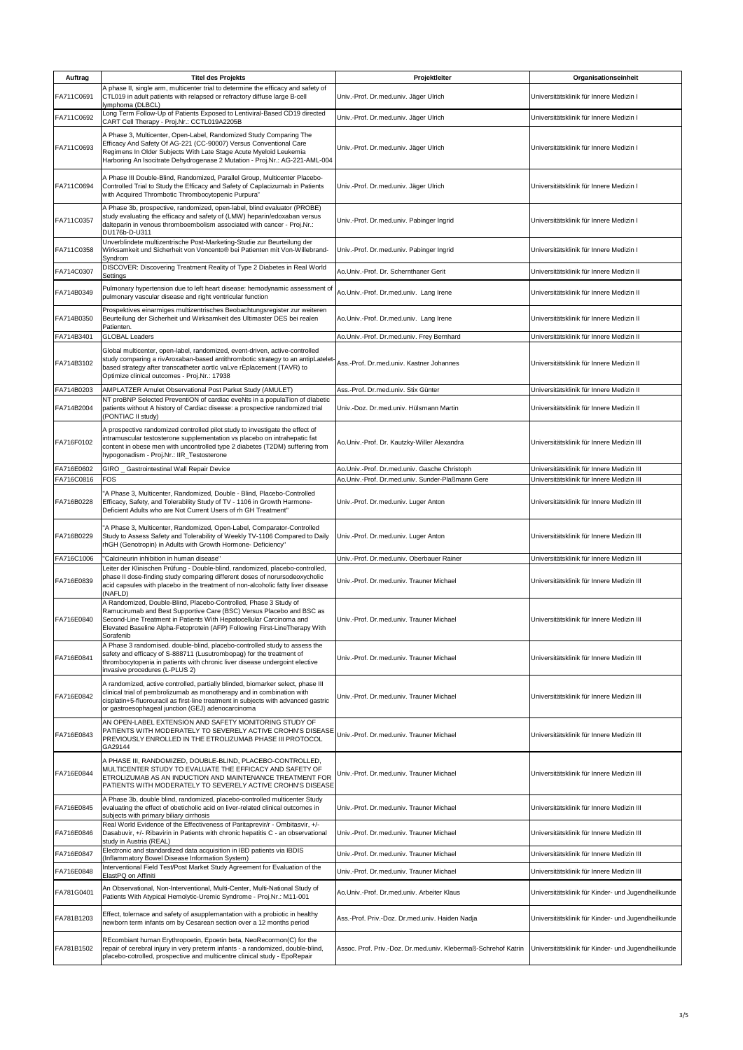| Auftrag | Titel des Projekts | Projektleiter | Organisationseinheit |
|---|---|---|---|
| FA711C0691 | A phase II, single arm, multicenter trial to determine the efficacy and safety of CTL019 in adult patients with relapsed or refractory diffuse large B-cell lymphoma (DLBCL) | Univ.-Prof. Dr.med.univ. Jäger Ulrich | Universitätsklinik für Innere Medizin I |
| FA711C0692 | Long Term Follow-Up of Patients Exposed to Lentiviral-Based CD19 directed CART Cell Therapy - Proj.Nr.: CCTL019A2205B | Univ.-Prof. Dr.med.univ. Jäger Ulrich | Universitätsklinik für Innere Medizin I |
| FA711C0693 | A Phase 3, Multicenter, Open-Label, Randomized Study Comparing The Efficacy And Safety Of AG-221 (CC-90007) Versus Conventional Care Regimens In Older Subjects With Late Stage Acute Myeloid Leukemia Harboring An Isocitrate Dehydrogenase 2 Mutation - Proj.Nr.: AG-221-AML-004 | Univ.-Prof. Dr.med.univ. Jäger Ulrich | Universitätsklinik für Innere Medizin I |
| FA711C0694 | A Phase III Double-Blind, Randomized, Parallel Group, Multicenter Placebo-Controlled Trial to Study the Efficacy and Safety of Caplacizumab in Patients with Acquired Thrombotic Thrombocytopenic Purpura" | Univ.-Prof. Dr.med.univ. Jäger Ulrich | Universitätsklinik für Innere Medizin I |
| FA711C0357 | A Phase 3b, prospective, randomized, open-label, blind evaluator (PROBE) study evaluating the efficacy and safety of (LMW) heparin/edoxaban versus dalteparin in venous thromboembolism associated with cancer - Proj.Nr.: DU176b-D-U311 | Univ.-Prof. Dr.med.univ. Pabinger Ingrid | Universitätsklinik für Innere Medizin I |
| FA711C0358 | Unverblindete multizentrische Post-Marketing-Studie zur Beurteilung der Wirksamkeit und Sicherheit von Voncento® bei Patienten mit Von-Willebrand-Syndrom | Univ.-Prof. Dr.med.univ. Pabinger Ingrid | Universitätsklinik für Innere Medizin I |
| FA714C0307 | DISCOVER: Discovering Treatment Reality of Type 2 Diabetes in Real World Settings | Ao.Univ.-Prof. Dr. Schernthaner Gerit | Universitätsklinik für Innere Medizin II |
| FA714B0349 | Pulmonary hypertension due to left heart disease: hemodynamic assessment of pulmonary vascular disease and right ventricular function | Ao.Univ.-Prof. Dr.med.univ. Lang Irene | Universitätsklinik für Innere Medizin II |
| FA714B0350 | Prospektives einarmiges multizentrisches Beobachtungsregister zur weiteren Beurteilung der Sicherheit und Wirksamkeit des Ultimaster DES bei realen Patienten. | Ao.Univ.-Prof. Dr.med.univ. Lang Irene | Universitätsklinik für Innere Medizin II |
| FA714B3401 | GLOBAL Leaders | Ao.Univ.-Prof. Dr.med.univ. Frey Bernhard | Universitätsklinik für Innere Medizin II |
| FA714B3102 | Global multicenter, open-label, randomized, event-driven, active-controlled study comparing a rivAroxaban-based antithrombotic strategy to an antipLatelet-based strategy after transcatheter aortic vaLve rEplacement (TAVR) to Optimize clinical outcomes - Proj.Nr.: 17938 | Ass.-Prof. Dr.med.univ. Kastner Johannes | Universitätsklinik für Innere Medizin II |
| FA714B0203 | AMPLATZER Amulet Observational Post Parket Study (AMULET) | Ass.-Prof. Dr.med.univ. Stix Günter | Universitätsklinik für Innere Medizin II |
| FA714B2004 | NT proBNP Selected PreventiON of cardiac eveNts in a populaTion of diabetic patients without A history of Cardiac disease: a prospective randomized trial (PONTIAC II study) | Univ.-Doz. Dr.med.univ. Hülsmann Martin | Universitätsklinik für Innere Medizin II |
| FA716F0102 | A prospective randomized controlled pilot study to investigate the effect of intramuscular testosterone supplementation vs placebo on intrahepatic fat content in obese men with uncontrolled type 2 diabetes (T2DM) suffering from hypogonadism - Proj.Nr.: IIR_Testosterone | Ao.Univ.-Prof. Dr. Kautzky-Willer Alexandra | Universitätsklinik für Innere Medizin III |
| FA716E0602 | GIRO _ Gastrointestinal Wall Repair Device | Ao.Univ.-Prof. Dr.med.univ. Gasche Christoph | Universitätsklinik für Innere Medizin III |
| FA716C0816 | FOS | Ao.Univ.-Prof. Dr.med.univ. Sunder-Plaßmann Gere | Universitätsklinik für Innere Medizin III |
| FA716B0228 | "A Phase 3, Multicenter, Randomized, Double - Blind, Placebo-Controlled Efficacy, Safety, and Tolerability Study of TV - 1106 in Growth Harmone-Deficient Adults who are Not Current Users of rh GH Treatment" | Univ.-Prof. Dr.med.univ. Luger Anton | Universitätsklinik für Innere Medizin III |
| FA716B0229 | "A Phase 3, Multicenter, Randomized, Open-Label, Comparator-Controlled Study to Assess Safety and Tolerability of Weekly TV-1106 Compared to Daily rhGH (Genotropin) in Adults with Growth Hormone- Deficiency" | Univ.-Prof. Dr.med.univ. Luger Anton | Universitätsklinik für Innere Medizin III |
| FA716C1006 | "Calcineurin inhibition in human disease" | Univ.-Prof. Dr.med.univ. Oberbauer Rainer | Universitätsklinik für Innere Medizin III |
| FA716E0839 | Leiter der Klinischen Prüfung - Double-blind, randomized, placebo-controlled, phase II dose-finding study comparing different doses of norursodeoxycholic acid capsules with placebo in the treatment of non-alcoholic fatty liver disease (NAFLD) | Univ.-Prof. Dr.med.univ. Trauner Michael | Universitätsklinik für Innere Medizin III |
| FA716E0840 | A Randomized, Double-Blind, Placebo-Controlled, Phase 3 Study of Ramucirumab and Best Supportive Care (BSC) Versus Placebo and BSC as Second-Line Treatment in Patients With Hepatocellular Carcinoma and Elevated Baseline Alpha-Fetoprotein (AFP) Following First-LineTherapy With Sorafenib | Univ.-Prof. Dr.med.univ. Trauner Michael | Universitätsklinik für Innere Medizin III |
| FA716E0841 | A Phase 3 randomised. double-blind, placebo-controlled study to assess the safety and efficacy of S-888711 (Lusutrombopag) for the treatment of thrombocytopenia in patients with chronic liver disease undergoint elective invasive procedures (L-PLUS 2) | Univ.-Prof. Dr.med.univ. Trauner Michael | Universitätsklinik für Innere Medizin III |
| FA716E0842 | A randomized, active controlled, partially blinded, biomarker select, phase III clinical trial of pembrolizumab as monotherapy and in combination with cisplatin+5-fluorouracil as first-line treatment in subjects with advanced gastric or gastroesophageal junction (GEJ) adenocarcinoma | Univ.-Prof. Dr.med.univ. Trauner Michael | Universitätsklinik für Innere Medizin III |
| FA716E0843 | AN OPEN-LABEL EXTENSION AND SAFETY MONITORING STUDY OF PATIENTS WITH MODERATELY TO SEVERELY ACTIVE CROHN'S DISEASE PREVIOUSLY ENROLLED IN THE ETROLIZUMAB PHASE III PROTOCOL GA29144 | Univ.-Prof. Dr.med.univ. Trauner Michael | Universitätsklinik für Innere Medizin III |
| FA716E0844 | A PHASE III, RANDOMIZED, DOUBLE-BLIND, PLACEBO-CONTROLLED, MULTICENTER STUDY TO EVALUATE THE EFFICACY AND SAFETY OF ETROLIZUMAB AS AN INDUCTION AND MAINTENANCE TREATMENT FOR PATIENTS WITH MODERATELY TO SEVERELY ACTIVE CROHN'S DISEASE | Univ.-Prof. Dr.med.univ. Trauner Michael | Universitätsklinik für Innere Medizin III |
| FA716E0845 | A Phase 3b, double blind, randomized, placebo-controlled multicenter Study evaluating the effect of obeticholic acid on liver-related clinical outcomes in subjects with primary biliary cirrhosis | Univ.-Prof. Dr.med.univ. Trauner Michael | Universitätsklinik für Innere Medizin III |
| FA716E0846 | Real World Evidence of the Effectiveness of Paritaprevir/r - Ombitasvir, +/- Dasabuvir, +/- Ribavirin in Patients with chronic hepatitis C - an observational study in Austria (REAL) | Univ.-Prof. Dr.med.univ. Trauner Michael | Universitätsklinik für Innere Medizin III |
| FA716E0847 | Electronic and standardized data acquisition in IBD patients via IBDIS (Inflammatory Bowel Disease Information System) | Univ.-Prof. Dr.med.univ. Trauner Michael | Universitätsklinik für Innere Medizin III |
| FA716E0848 | Interventional Field Test/Post Market Study Agreement for Evaluation of the ElastPQ on Affiniti | Univ.-Prof. Dr.med.univ. Trauner Michael | Universitätsklinik für Innere Medizin III |
| FA781G0401 | An Observational, Non-Interventional, Multi-Center, Multi-National Study of Patients With Atypical Hemolytic-Uremic Syndrome - Proj.Nr.: M11-001 | Ao.Univ.-Prof. Dr.med.univ. Arbeiter Klaus | Universitätsklinik für Kinder- und Jugendheilkunde |
| FA781B1203 | Effect, tolernace and safety of asupplemantation with a probiotic in healthy newborn term infants orn by Cesarean section over a 12 months period | Ass.-Prof. Priv.-Doz. Dr.med.univ. Haiden Nadja | Universitätsklinik für Kinder- und Jugendheilkunde |
| FA781B1502 | REcombiant human Erythropoetin, Epoetin beta, NeoRecormon(C) for the repair of cerebral injury in very preterm infants - a randomized, double-blind, placebo-cotrolled, prospective and multicentre clinical study - EpoRepair | Assoc. Prof. Priv.-Doz. Dr.med.univ. Klebermaß-Schrehof Katrin | Universitätsklinik für Kinder- und Jugendheilkunde |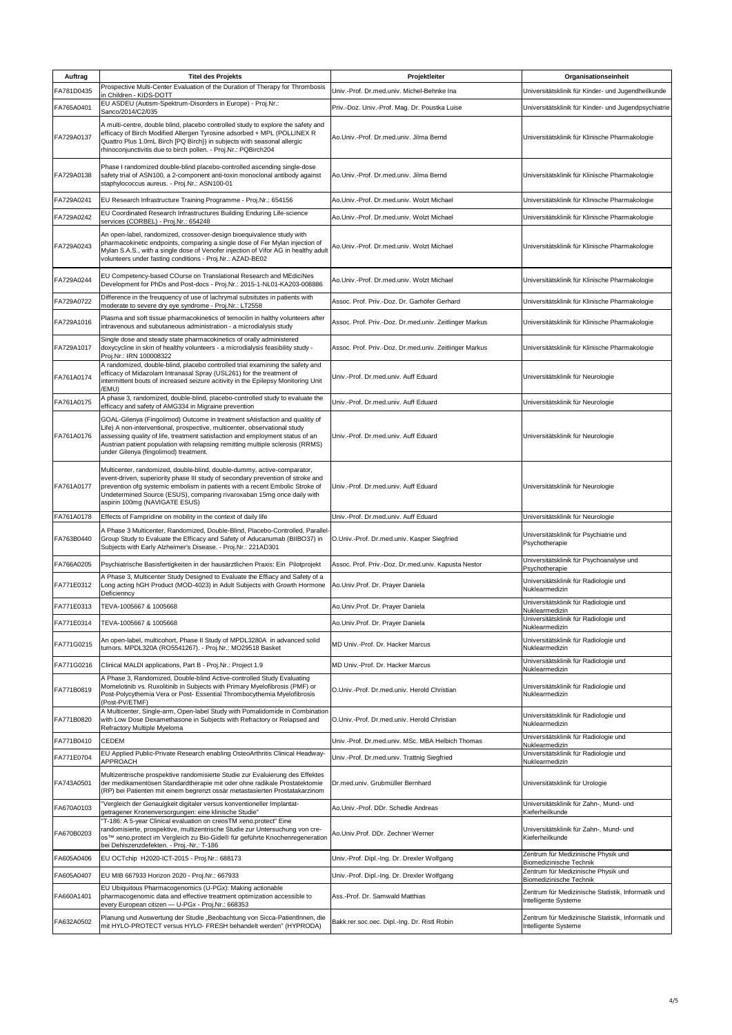| Auftrag | Titel des Projekts | Projektleiter | Organisationseinheit |
|---|---|---|---|
| FA781D0435 | Prospective Multi-Center Evaluation of the Duration of Therapy for Thrombosis in Children - KIDS-DOTT | Univ.-Prof. Dr.med.univ. Michel-Behnke Ina | Universitätsklinik für Kinder- und Jugendheilkunde |
| FA765A0401 | EU ASDEU (Autism-Spektrum-Disorders in Europe) - Proj.Nr.: Sanco/2014/C2/035 | Priv.-Doz. Univ.-Prof. Mag. Dr. Poustka Luise | Universitätsklinik für Kinder- und Jugendpsychiatrie |
| FA729A0137 | A multi-centre, double blind, placebo controlled study to explore the safety and efficacy of Birch Modified Allergen Tyrosine adsorbed + MPL (POLLINEX R Quattro Plus 1.0mL Birch [PQ Birch]) in subjects with seasonal allergic rhinoconjunctivitis due to birch pollen. - Proj.Nr.: PQBirch204 | Ao.Univ.-Prof. Dr.med.univ. Jilma Bernd | Universitätsklinik für Klinische Pharmakologie |
| FA729A0138 | Phase I randomized double-blind placebo-controlled ascending single-dose safety trial of ASN100, a 2-component anti-toxin monoclonal antibody against staphylococcus aureus. - Proj.Nr.: ASN100-01 | Ao.Univ.-Prof. Dr.med.univ. Jilma Bernd | Universitätsklinik für Klinische Pharmakologie |
| FA729A0241 | EU Research Infrastructure Training Programme - Proj.Nr.: 654156 | Ao.Univ.-Prof. Dr.med.univ. Wolzt Michael | Universitätsklinik für Klinische Pharmakologie |
| FA729A0242 | EU Coordinated Research Infrastructures Building Enduring Life-science services (CORBEL) - Proj.Nr.: 654248 | Ao.Univ.-Prof. Dr.med.univ. Wolzt Michael | Universitätsklinik für Klinische Pharmakologie |
| FA729A0243 | An open-label, randomized, crossover-design bioequivalence study with pharmacokinetic endpoints, comparing a single dose of Fer Mylan injection of Mylan S.A.S., with a single dose of Venofer injection of Vifor AG in healthy adult volunteers under fasting conditions - Proj.Nr.: AZAD-BE02 | Ao.Univ.-Prof. Dr.med.univ. Wolzt Michael | Universitätsklinik für Klinische Pharmakologie |
| FA729A0244 | EU Competency-based COurse on Translational Research and MEdiciNes Development for PhDs and Post-docs - Proj.Nr.: 2015-1-NL01-KA203-008886 | Ao.Univ.-Prof. Dr.med.univ. Wolzt Michael | Universitätsklinik für Klinische Pharmakologie |
| FA729A0722 | Difference in the freuquency of use of lachrymal subsitutes in patients with moderate to severe dry eye syndrome - Proj.Nr.: LT2558 | Assoc. Prof. Priv.-Doz. Dr. Garhöfer Gerhard | Universitätsklinik für Klinische Pharmakologie |
| FA729A1016 | Plasma and soft tissue pharmacokinetics of temocilin in halthy volunteers after intravenous and subutaneous administration - a microdialysis study | Assoc. Prof. Priv.-Doz. Dr.med.univ. Zeitlinger Markus | Universitätsklinik für Klinische Pharmakologie |
| FA729A1017 | Single dose and steady state pharmacokinetics of orally administered doxycycline in skin of healthy volunteers - a microdialysis feasibility study - Proj.Nr.: IRN 100008322 | Assoc. Prof. Priv.-Doz. Dr.med.univ. Zeitlinger Markus | Universitätsklinik für Klinische Pharmakologie |
| FA761A0174 | A randomized, double-blind, placebo controlled trial examining the safety and efficacy of Midazolam Intranasal Spray (USL261) for the treatment of intermittent bouts of increased seizure acitivity in the Epilepsy Monitoring Unit /EMU) | Univ.-Prof. Dr.med.univ. Auff Eduard | Universitätsklinik für Neurologie |
| FA761A0175 | A phase 3, randomized, double-blind, placebo-controlled study to evaluate the efficacy and safety of AMG334 in Migraine prevention | Univ.-Prof. Dr.med.univ. Auff Eduard | Universitätsklinik für Neurologie |
| FA761A0176 | GOAL-Gilenya (Fingolimod) Outcome in treatment sAtisfaction and qualitiy of Life) A non-interventional, prospective, multicenter, observational study assessing quality of life, treatment satisfaction and employment status of an Austrian patient population with relapsing remitting multiple sclerosis (RRMS) under Gilenya (fingolimod) treatment. | Univ.-Prof. Dr.med.univ. Auff Eduard | Universitätsklinik für Neurologie |
| FA761A0177 | Multicenter, randomized, double-blind, double-dummy, active-comparator, event-driven, superiority phase III study of secondary prevention of stroke and prevention ofg systemic embolism in patients with a recent Embolic Stroke of Undetermined Source (ESUS), comparing rivaroxaban 15mg once daily with aspirin 100mg (NAVIGATE ESUS) | Univ.-Prof. Dr.med.univ. Auff Eduard | Universitätsklinik für Neurologie |
| FA761A0178 | Effects of Fampridine on mobility in the context of daily life | Univ.-Prof. Dr.med.univ. Auff Eduard | Universitätsklinik für Neurologie |
| FA763B0440 | A Phase 3 Multicenter, Randomized, Double-Blind, Placebo-Controlled, Parallel-Group Study to Evaluate the Efficacy and Safety of Aducanumab (BIIBO37) in Subjects with Early Alzheimer's Disease. - Proj.Nr.: 221AD301 | O.Univ.-Prof. Dr.med.univ. Kasper Siegfried | Universitätsklinik für Psychiatrie und Psychotherapie |
| FA766A0205 | Psychiatrische Basisfertigkeiten in der hausärztlichen Praxis: Ein Pilotprojekt | Assoc. Prof. Priv.-Doz. Dr.med.univ. Kapusta Nestor | Universitätsklinik für Psychoanalyse und Psychotherapie |
| FA771E0312 | A Phase 3, Multicenter Study Designed to Evaluate the Effiacy and Safety of a Long acting hGH Product (MOD-4023) in Adult Subjects with Growth Hormone Deficienncy | Ao.Univ.Prof. Dr. Prayer Daniela | Universitätsklinik für Radiologie und Nuklearmedizin |
| FA771E0313 | TEVA-1005667 & 1005668 | Ao.Univ.Prof. Dr. Prayer Daniela | Universitätsklinik für Radiologie und Nuklearmedizin |
| FA771E0314 | TEVA-1005667 & 1005668 | Ao.Univ.Prof. Dr. Prayer Daniela | Universitätsklinik für Radiologie und Nuklearmedizin |
| FA771G0215 | An open-label, multicohort, Phase II Study of MPDL3280A in advanced solid tumors. MPDL320A (RO5541267). - Proj.Nr.: MO29518 Basket | MD Univ.-Prof. Dr. Hacker Marcus | Universitätsklinik für Radiologie und Nuklearmedizin |
| FA771G0216 | Clinical MALDI applications, Part B - Proj.Nr.: Project 1.9 | MD Univ.-Prof. Dr. Hacker Marcus | Universitätsklinik für Radiologie und Nuklearmedizin |
| FA771B0819 | A Phase 3, Randomized, Double-blind Active-controlled Study Evaluating Momelotinib vs. Ruxolitinib in Subjects with Primary Myelofibrosis (PMF) or Post-Polycythemia Vera or Post- Essential Thrombocythemia Myelofibrosis (Post-PV/ETMF) | O.Univ.-Prof. Dr.med.univ. Herold Christian | Universitätsklinik für Radiologie und Nuklearmedizin |
| FA771B0820 | A Multicenter, Single-arm, Open-label Study with Pomalidomide in Combination with Low Dose Dexamethasone in Subjects with Refractory or Relapsed and Refractory Multiple Myeloma | O.Univ.-Prof. Dr.med.univ. Herold Christian | Universitätsklinik für Radiologie und Nuklearmedizin |
| FA771B0410 | CEDEM | Univ.-Prof. Dr.med.univ. MSc. MBA Helbich Thomas | Universitätsklinik für Radiologie und Nuklearmedizin |
| FA771E0704 | EU Applied Public-Private Research enabling OsteoArthritis Clinical Headway-APPROACH | Univ.-Prof. Dr.med.univ. Trattnig Siegfried | Universitätsklinik für Radiologie und Nuklearmedizin |
| FA743A0501 | Multizentrische prospektive randomisierte Studie zur Evaluierung des Effektes der medikamentösen Standardtherapie mit oder ohne radikale Prostatektomie (RP) bei Patienten mit einem begrenzt ossär metastasierten Prostatakarzinom | Dr.med.univ. Grubmüller Bernhard | Universitätsklinik für Urologie |
| FA670A0103 | "Vergleich der Genauigkeit digitaler versus konventioneller Implantat-getragener Kronenversorgungen: eine klinische Studie" | Ao.Univ.-Prof. DDr. Schedle Andreas | Universitätsklinik für Zahn-, Mund- und Kieferheilkunde |
| FA670B0203 | "T-186: A 5-year Clinical evaluation on creosTM xeno.protect" Eine randomisierte, prospektive, multizentrische Studie zur Untersuchung von cre-os™ xeno.protect im Vergleich zu Bio-Gide® für geführte Knochenregeneration bei Dehiszenzdefekten. - Proj.-Nr.: T-186 | Ao.Univ.Prof. DDr. Zechner Werner | Universitätsklinik für Zahn-, Mund- und Kieferheilkunde |
| FA605A0406 | EU OCTchip H2020-ICT-2015 - Proj.Nr.: 688173 | Univ.-Prof. Dipl.-Ing. Dr. Drexler Wolfgang | Zentrum für Medizinische Physik und Biomedizinische Technik |
| FA605A0407 | EU MIB 667933 Horizon 2020 - Proj.Nr.: 667933 | Univ.-Prof. Dipl.-Ing. Dr. Drexler Wolfgang | Zentrum für Medizinische Physik und Biomedizinische Technik |
| FA660A1401 | EU Ubiquitous Pharmacogenomics (U-PGx): Making actionable pharmacogenomic data and effective treatment optimization accessible to every European citizen — U-PGx - Proj.Nr.: 668353 | Ass.-Prof. Dr. Samwald Matthias | Zentrum für Medizinische Statistik, Informatik und Intelligente Systeme |
| FA632A0502 | Planung und Auswertung der Studie „Beobachtung von Sicca-PatientInnen, die mit HYLO-PROTECT versus HYLO- FRESH behandelt werden" (HYPRODA) | Bakk.rer.soc.oec. Dipl.-Ing. Dr. Ristl Robin | Zentrum für Medizinische Statistik, Informatik und Intelligente Systeme |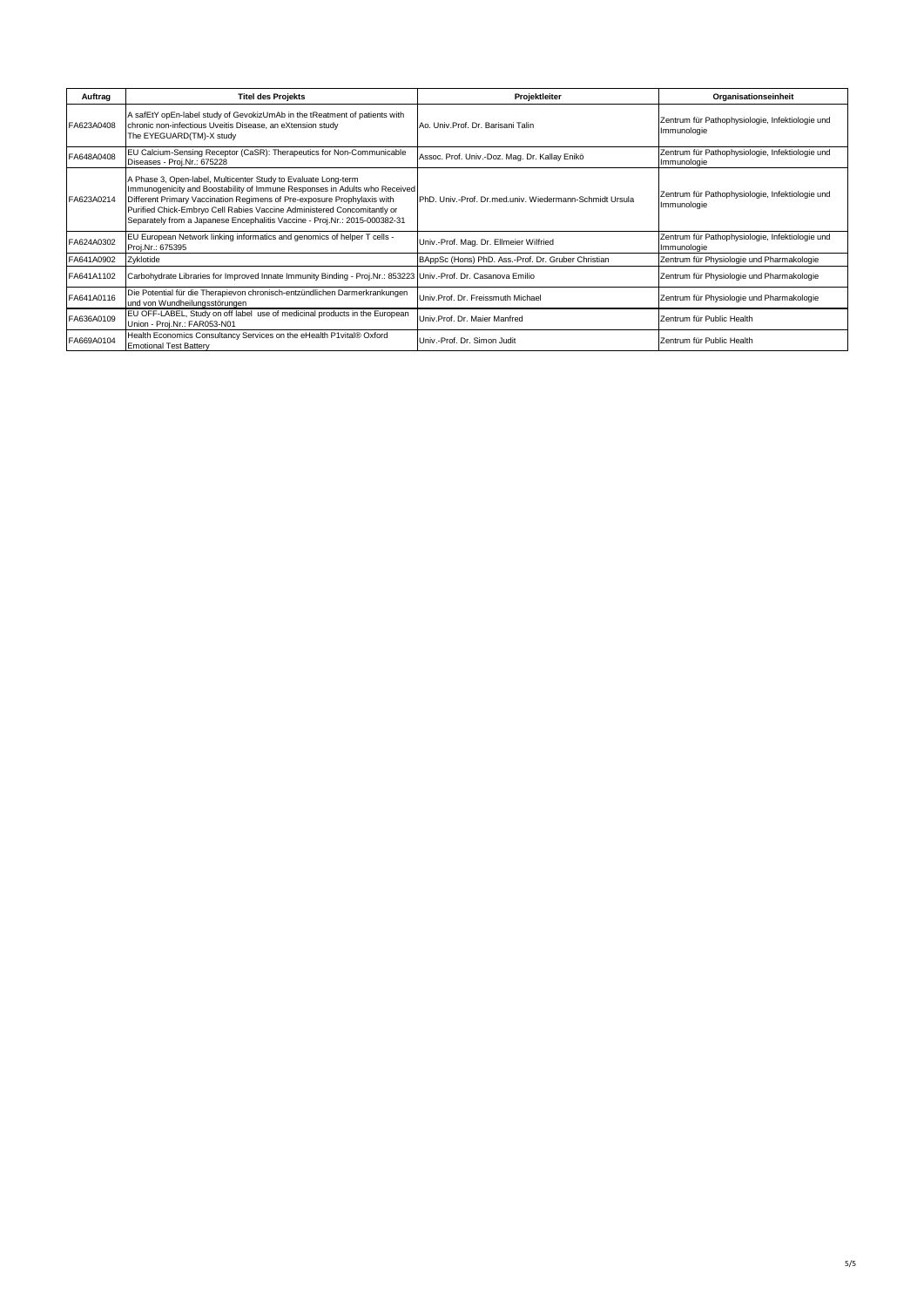| Auftrag | Titel des Projekts | Projektleiter | Organisationseinheit |
|---|---|---|---|
| FA623A0408 | A safEtY opEn-label study of GevokizUmAb in the tReatment of patients with chronic non-infectious Uveitis Disease, an eXtension study The EYEGUARD(TM)-X study | Ao. Univ.Prof. Dr. Barisani Talin | Zentrum für Pathophysiologie, Infektiologie und Immunologie |
| FA648A0408 | EU Calcium-Sensing Receptor (CaSR): Therapeutics for Non-Communicable Diseases - Proj.Nr.: 675228 | Assoc. Prof. Univ.-Doz. Mag. Dr. Kallay Enikö | Zentrum für Pathophysiologie, Infektiologie und Immunologie |
| FA623A0214 | A Phase 3, Open-label, Multicenter Study to Evaluate Long-term Immunogenicity and Boostability of Immune Responses in Adults who Received Different Primary Vaccination Regimens of Pre-exposure Prophylaxis with Purified Chick-Embryo Cell Rabies Vaccine Administered Concomitantly or Separately from a Japanese Encephalitis Vaccine - Proj.Nr.: 2015-000382-31 | PhD. Univ.-Prof. Dr.med.univ. Wiedermann-Schmidt Ursula | Zentrum für Pathophysiologie, Infektiologie und Immunologie |
| FA624A0302 | EU European Network linking informatics and genomics of helper T cells - Proj.Nr.: 675395 | Univ.-Prof. Mag. Dr. Ellmeier Wilfried | Zentrum für Pathophysiologie, Infektiologie und Immunologie |
| FA641A0902 | Zyklotide | BAppSc (Hons) PhD. Ass.-Prof. Dr. Gruber Christian | Zentrum für Physiologie und Pharmakologie |
| FA641A1102 | Carbohydrate Libraries for Improved Innate Immunity Binding - Proj.Nr.: 853223 | Univ.-Prof. Dr. Casanova Emilio | Zentrum für Physiologie und Pharmakologie |
| FA641A0116 | Die Potential für die Therapievon chronisch-entzündlichen Darmerkrankungen und von Wundheilungsstörungen | Univ.Prof. Dr. Freissmuth Michael | Zentrum für Physiologie und Pharmakologie |
| FA636A0109 | EU OFF-LABEL, Study on off label use of medicinal products in the European Union - Proj.Nr.: FAR053-N01 | Univ.Prof. Dr. Maier Manfred | Zentrum für Public Health |
| FA669A0104 | Health Economics Consultancy Services on the eHealth P1vital® Oxford Emotional Test Battery | Univ.-Prof. Dr. Simon Judit | Zentrum für Public Health |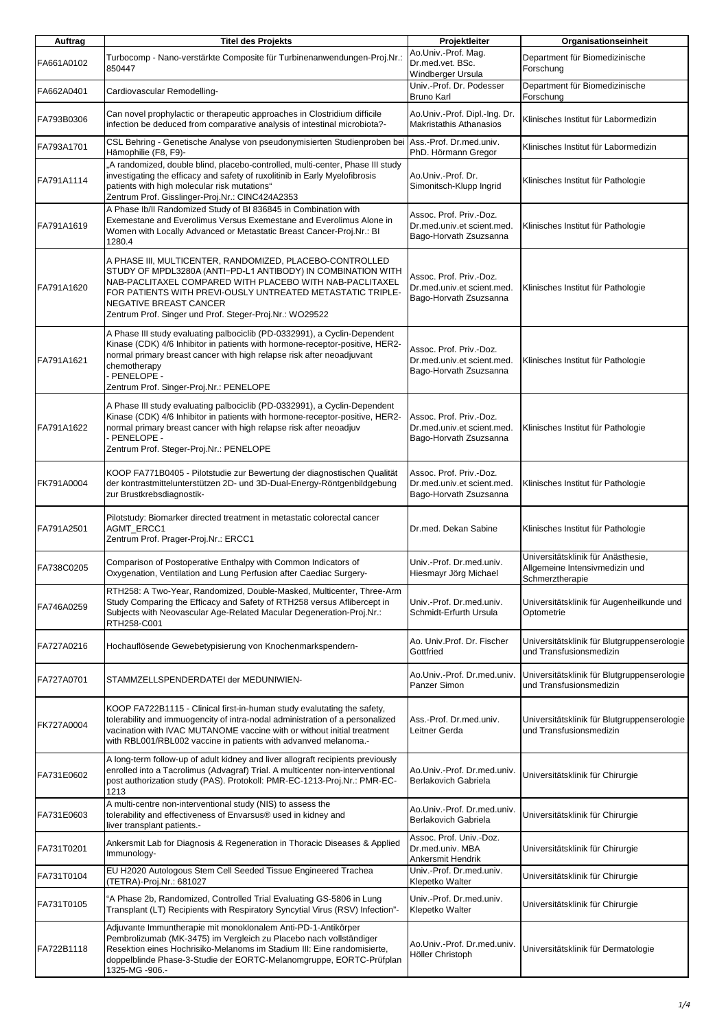| Auftrag | Titel des Projekts | Projektleiter | Organisationseinheit |
|---|---|---|---|
| FA661A0102 | Turbocomp - Nano-verstärkte Composite für Turbinenanwendungen-Proj.Nr.: 850447 | Ao.Univ.-Prof. Mag. Dr.med.vet. BSc. Windberger Ursula | Department für Biomedizinische Forschung |
| FA662A0401 | Cardiovascular Remodelling- | Univ.-Prof. Dr. Podesser Bruno Karl | Department für Biomedizinische Forschung |
| FA793B0306 | Can novel prophylactic or therapeutic approaches in Clostridium difficile infection be deduced from comparative analysis of intestinal microbiota?- | Ao.Univ.-Prof. Dipl.-Ing. Dr. Makristathis Athanasios | Klinisches Institut für Labormedizin |
| FA793A1701 | CSL Behring - Genetische Analyse von pseudonymisierten Studienproben bei Hämophilie (F8, F9)- | Ass.-Prof. Dr.med.univ. PhD. Hörmann Gregor | Klinisches Institut für Labormedizin |
| FA791A1114 | „A randomized, double blind, placebo-controlled, multi-center, Phase III study investigating the efficacy and safety of ruxolitinib in Early Myelofibrosis patients with high molecular risk mutations" Zentrum Prof. Gisslinger-Proj.Nr.: CINC424A2353 | Ao.Univ.-Prof. Dr. Simonitsch-Klupp Ingrid | Klinisches Institut für Pathologie |
| FA791A1619 | A Phase Ib/II Randomized Study of BI 836845 in Combination with Exemestane and Everolimus Versus Exemestane and Everolimus Alone in Women with Locally Advanced or Metastatic Breast Cancer-Proj.Nr.: BI 1280.4 | Assoc. Prof. Priv.-Doz. Dr.med.univ.et scient.med. Bago-Horvath Zsuzsanna | Klinisches Institut für Pathologie |
| FA791A1620 | A PHASE III, MULTICENTER, RANDOMIZED, PLACEBO-CONTROLLED STUDY OF MPDL3280A (ANTI−PD-L1 ANTIBODY) IN COMBINATION WITH NAB-PACLITAXEL COMPARED WITH PLACEBO WITH NAB-PACLITAXEL FOR PATIENTS WITH PREVI-OUSLY UNTREATED METASTATIC TRIPLE-NEGATIVE BREAST CANCER Zentrum Prof. Singer und Prof. Steger-Proj.Nr.: WO29522 | Assoc. Prof. Priv.-Doz. Dr.med.univ.et scient.med. Bago-Horvath Zsuzsanna | Klinisches Institut für Pathologie |
| FA791A1621 | A Phase III study evaluating palbociclib (PD-0332991), a Cyclin-Dependent Kinase (CDK) 4/6 Inhibitor in patients with hormone-receptor-positive, HER2-normal primary breast cancer with high relapse risk after neoadjuvant chemotherapy - PENELOPE - Zentrum Prof. Singer-Proj.Nr.: PENELOPE | Assoc. Prof. Priv.-Doz. Dr.med.univ.et scient.med. Bago-Horvath Zsuzsanna | Klinisches Institut für Pathologie |
| FA791A1622 | A Phase III study evaluating palbociclib (PD-0332991), a Cyclin-Dependent Kinase (CDK) 4/6 Inhibitor in patients with hormone-receptor-positive, HER2-normal primary breast cancer with high relapse risk after neoadjuv - PENELOPE - Zentrum Prof. Steger-Proj.Nr.: PENELOPE | Assoc. Prof. Priv.-Doz. Dr.med.univ.et scient.med. Bago-Horvath Zsuzsanna | Klinisches Institut für Pathologie |
| FK791A0004 | KOOP FA771B0405 - Pilotstudie zur Bewertung der diagnostischen Qualität der kontrastmittelunterstützen 2D- und 3D-Dual-Energy-Röntgenbildgebung zur Brustkrebsdiagnostik- | Assoc. Prof. Priv.-Doz. Dr.med.univ.et scient.med. Bago-Horvath Zsuzsanna | Klinisches Institut für Pathologie |
| FA791A2501 | Pilotstudy: Biomarker directed treatment in metastatic colorectal cancer AGMT_ERCC1 Zentrum Prof. Prager-Proj.Nr.: ERCC1 | Dr.med. Dekan Sabine | Klinisches Institut für Pathologie |
| FA738C0205 | Comparison of Postoperative Enthalpy with Common Indicators of Oxygenation, Ventilation and Lung Perfusion after Caediac Surgery- | Univ.-Prof. Dr.med.univ. Hiesmayr Jörg Michael | Universitätsklinik für Anästhesie, Allgemeine Intensivmedizin und Schmerztherapie |
| FA746A0259 | RTH258: A Two-Year, Randomized, Double-Masked, Multicenter, Three-Arm Study Comparing the Efficacy and Safety of RTH258 versus Aflibercept in Subjects with Neovascular Age-Related Macular Degeneration-Proj.Nr.: RTH258-C001 | Univ.-Prof. Dr.med.univ. Schmidt-Erfurth Ursula | Universitätsklinik für Augenheilkunde und Optometrie |
| FA727A0216 | Hochauflösende Gewebetypisierung von Knochenmarkspendern- | Ao. Univ.Prof. Dr. Fischer Gottfried | Universitätsklinik für Blutgruppenserologie und Transfusionsmedizin |
| FA727A0701 | STAMMZELLSPENDERDATEI der MEDUNIWIEN- | Ao.Univ.-Prof. Dr.med.univ. Panzer Simon | Universitätsklinik für Blutgruppenserologie und Transfusionsmedizin |
| FK727A0004 | KOOP FA722B1115 - Clinical first-in-human study evalutating the safety, tolerability and immuogencity of intra-nodal administration of a personalized vacination with IVAC MUTANOME vaccine with or without initial treatment with RBL001/RBL002 vaccine in patients with advanved melanoma.- | Ass.-Prof. Dr.med.univ. Leitner Gerda | Universitätsklinik für Blutgruppenserologie und Transfusionsmedizin |
| FA731E0602 | A long-term follow-up of adult kidney and liver allograft recipients previously enrolled into a Tacrolimus (Advagraf) Trial. A multicenter non-interventional post authorization study (PAS). Protokoll: PMR-EC-1213-Proj.Nr.: PMR-EC-1213 | Ao.Univ.-Prof. Dr.med.univ. Berlakovich Gabriela | Universitätsklinik für Chirurgie |
| FA731E0603 | A multi-centre non-interventional study (NIS) to assess the tolerability and effectiveness of Envarsus® used in kidney and liver transplant patients.- | Ao.Univ.-Prof. Dr.med.univ. Berlakovich Gabriela | Universitätsklinik für Chirurgie |
| FA731T0201 | Ankersmit Lab for Diagnosis & Regeneration in Thoracic Diseases & Applied Immunology- | Assoc. Prof. Univ.-Doz. Dr.med.univ. MBA Ankersmit Hendrik | Universitätsklinik für Chirurgie |
| FA731T0104 | EU H2020 Autologous Stem Cell Seeded Tissue Engineered Trachea (TETRA)-Proj.Nr.: 681027 | Univ.-Prof. Dr.med.univ. Klepetko Walter | Universitätsklinik für Chirurgie |
| FA731T0105 | "A Phase 2b, Randomized, Controlled Trial Evaluating GS-5806 in Lung Transplant (LT) Recipients with Respiratory Syncytial Virus (RSV) Infection"- | Univ.-Prof. Dr.med.univ. Klepetko Walter | Universitätsklinik für Chirurgie |
| FA722B1118 | Adjuvante Immuntherapie mit monoklonalem Anti-PD-1-Antikörper Pembrolizumab (MK-3475) im Vergleich zu Placebo nach vollständiger Resektion eines Hochrisiko-Melanoms im Stadium III: Eine randomisierte, doppelblinde Phase-3-Studie der EORTC-Melanomgruppe, EORTC-Prüfplan 1325-MG -906.- | Ao.Univ.-Prof. Dr.med.univ. Höller Christoph | Universitätsklinik für Dermatologie |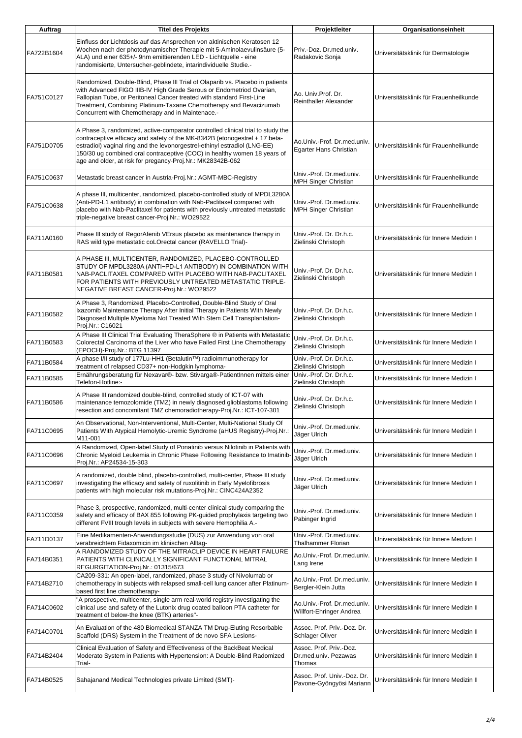| Auftrag | Titel des Projekts | Projektleiter | Organisationseinheit |
|---|---|---|---|
| FA722B1604 | Einfluss der Lichtdosis auf das Ansprechen von aktinischen Keratosen 12 Wochen nach der photodynamischer Therapie mit 5-Aminolaevulinsäure (5-ALA) und einer 635+/- 9nm emittierenden LED - Lichtquelle - eine randomisierte, Untersucher-geblindete, intarindividuelle Studie.- | Priv.-Doz. Dr.med.univ. Radakovic Sonja | Universitätsklinik für Dermatologie |
| FA751C0127 | Randomized, Double-Blind, Phase III Trial of Olaparib vs. Placebo in patients with Advanced FIGO IIIB-IV High Grade Serous or Endometriod Ovarian, Fallopian Tube, or Peritoneal Cancer treated with standard First-Line Treatment, Combining Platinum-Taxane Chemotherapy and Bevacizumab Concurrent with Chemotherapy and in Maintenace.- | Ao. Univ.Prof. Dr. Reinthaller Alexander | Universitätsklinik für Frauenheilkunde |
| FA751D0705 | A Phase 3, randomized, active-comparator controlled clinical trial to study the contraceptive efficacy and safety of the MK-8342B (etonogestrel + 17 beta-estradiol) vaginal ring and the levonorgestrel-ethinyl estradiol (LNG-EE) 150/30 ug combined oral contraceptive (COC) in healthy women 18 years of age and older, at risk for pregancy-Proj.Nr.: MK28342B-062 | Ao.Univ.-Prof. Dr.med.univ. Egarter Hans Christian | Universitätsklinik für Frauenheilkunde |
| FA751C0637 | Metastatic breast cancer in Austria-Proj.Nr.: AGMT-MBC-Registry | Univ.-Prof. Dr.med.univ. MPH Singer Christian | Universitätsklinik für Frauenheilkunde |
| FA751C0638 | A phase III, multicenter, randomized, placebo-controlled study of MPDL3280A (Anti-PD-L1 antibody) in combination with Nab-Paclitaxel compared with placebo with Nab-Paclitaxel for patients with previously untreated metastatic triple-negative breast cancer-Proj.Nr.: WO29522 | Univ.-Prof. Dr.med.univ. MPH Singer Christian | Universitätsklinik für Frauenheilkunde |
| FA711A0160 | Phase III study of RegorAfenib VErsus placebo as maintenance therapy in RAS wild type metastatic coLOrectal cancer (RAVELLO Trial)- | Univ.-Prof. Dr. Dr.h.c. Zielinski Christoph | Universitätsklinik für Innere Medizin I |
| FA711B0581 | A PHASE III, MULTICENTER, RANDOMIZED, PLACEBO-CONTROLLED STUDY OF MPDL3280A (ANTI−PD-L1 ANTIBODY) IN COMBINATION WITH NAB-PACLITAXEL COMPARED WITH PLACEBO WITH NAB-PACLITAXEL FOR PATIENTS WITH PREVIOUSLY UNTREATED METASTATIC TRIPLE-NEGATIVE BREAST CANCER-Proj.Nr.: WO29522 | Univ.-Prof. Dr. Dr.h.c. Zielinski Christoph | Universitätsklinik für Innere Medizin I |
| FA711B0582 | A Phase 3, Randomized, Placebo-Controlled, Double-Blind Study of Oral Ixazomib Maintenance Therapy After Initial Therapy in Patients With Newly Diagnosed Multiple Myeloma Not Treated With Stem Cell Transplantation-Proj.Nr.: C16021 | Univ.-Prof. Dr. Dr.h.c. Zielinski Christoph | Universitätsklinik für Innere Medizin I |
| FA711B0583 | A Phase III Clinical Trial Evaluating TheraSphere ® in Patients with Metastatic Colorectal Carcinoma of the Liver who have Failed First Line Chemotherapy (EPOCH)-Proj.Nr.: BTG 11397 | Univ.-Prof. Dr. Dr.h.c. Zielinski Christoph | Universitätsklinik für Innere Medizin I |
| FA711B0584 | A phase I/II study of 177Lu-HH1 (Betalutin™) radioimmunotherapy for treatment of relapsed CD37+ non-Hodgkin lymphoma- | Univ.-Prof. Dr. Dr.h.c. Zielinski Christoph | Universitätsklinik für Innere Medizin I |
| FA711B0585 | Ernährungsberatung für Nexavar®- bzw. Stivarga®-PatientInnen mittels einer Telefon-Hotline:- | Univ.-Prof. Dr. Dr.h.c. Zielinski Christoph | Universitätsklinik für Innere Medizin I |
| FA711B0586 | A Phase III randomized double-blind, controlled study of ICT-07 with maintenance temozolomide (TMZ) in newly diagnosed glioblastoma following resection and concomitant TMZ chemoradiotherapy-Proj.Nr.: ICT-107-301 | Univ.-Prof. Dr. Dr.h.c. Zielinski Christoph | Universitätsklinik für Innere Medizin I |
| FA711C0695 | An Observational, Non-Interventional, Multi-Center, Multi-National Study Of Patients With Atypical Hemolytic-Uremic Syndrome (aHUS Registry)-Proj.Nr.: M11-001 | Univ.-Prof. Dr.med.univ. Jäger Ulrich | Universitätsklinik für Innere Medizin I |
| FA711C0696 | A Randomized, Open-label Study of Ponatinib versus Nilotinib in Patients with Chronic Myeloid Leukemia in Chronic Phase Following Resistance to Imatinib-Proj.Nr.: AP24534-15-303 | Univ.-Prof. Dr.med.univ. Jäger Ulrich | Universitätsklinik für Innere Medizin I |
| FA711C0697 | A randomized, double blind, placebo-controlled, multi-center, Phase III study investigating the efficacy and safety of ruxolitinib in Early Myelofibrosis patients with high molecular risk mutations-Proj.Nr.: CINC424A2352 | Univ.-Prof. Dr.med.univ. Jäger Ulrich | Universitätsklinik für Innere Medizin I |
| FA711C0359 | Phase 3, prospective, randomized, multi-center clinical study comparing the safety and efficacy of BAX 855 following PK-guided prophylaxis targeting two different FVIII trough levels in subjects with severe Hemophilia A.- | Univ.-Prof. Dr.med.univ. Pabinger Ingrid | Universitätsklinik für Innere Medizin I |
| FA711D0137 | Eine Medikamenten-Anwendungsstudie (DUS) zur Anwendung von oral verabreichtem Fidaxomicin im klinischen Alltag- | Univ.-Prof. Dr.med.univ. Thalhammer Florian | Universitätsklinik für Innere Medizin I |
| FA714B0351 | A RANDOMIZED STUDY OF THE MITRACLIP DEVICE IN HEART FAILURE PATIENTS WITH CLINICALLY SIGNIFICANT FUNCTIONAL MITRAL REGURGITATION-Proj.Nr.: 01315/673 | Ao.Univ.-Prof. Dr.med.univ. Lang Irene | Universitätsklinik für Innere Medizin II |
| FA714B2710 | CA209-331: An open-label, randomized, phase 3 study of Nivolumab or chemotherapy in subjects with relapsed small-cell lung cancer after Platinum-based first line chemotherapy- | Ao.Univ.-Prof. Dr.med.univ. Bergler-Klein Jutta | Universitätsklinik für Innere Medizin II |
| FA714C0602 | "A prospective, multicenter, single arm real-world registry investigating the clinical use and safety of the Lutonix drug coated balloon PTA catheter for treatment of below-the knee (BTK) arteries"- | Ao.Univ.-Prof. Dr.med.univ. Willfort-Ehringer Andrea | Universitätsklinik für Innere Medizin II |
| FA714C0701 | An Evaluation of the 480 Biomedical STANZA TM Drug-Eluting Resorbable Scaffold (DRS) System in the Treatment of de novo SFA Lesions- | Assoc. Prof. Priv.-Doz. Dr. Schlager Oliver | Universitätsklinik für Innere Medizin II |
| FA714B2404 | Clinical Evaluation of Safety and Effectiveness of the BackBeat Medical Moderato System in Patients with Hypertension: A Double-Blind Radomized Trial- | Assoc. Prof. Priv.-Doz. Dr.med.univ. Pezawas Thomas | Universitätsklinik für Innere Medizin II |
| FA714B0525 | Sahajanand Medical Technologies private Limited (SMT)- | Assoc. Prof. Univ.-Doz. Dr. Pavone-Gyöngyösi Mariann | Universitätsklinik für Innere Medizin II |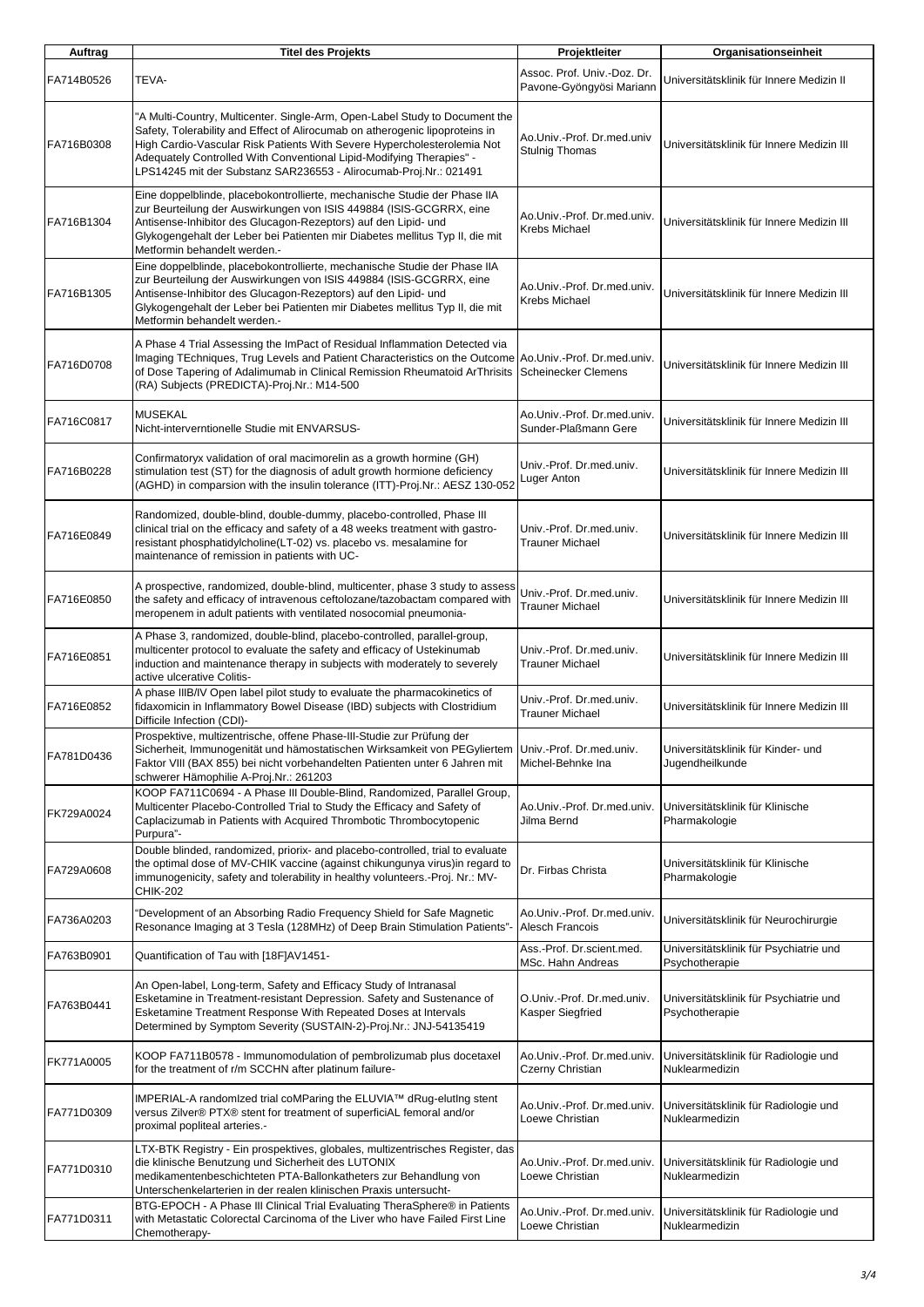| Auftrag | Titel des Projekts | Projektleiter | Organisationseinheit |
|---|---|---|---|
| FA714B0526 | TEVA- | Assoc. Prof. Univ.-Doz. Dr. Pavone-Gyöngyösi Mariann | Universitätsklinik für Innere Medizin II |
| FA716B0308 | "A Multi-Country, Multicenter. Single-Arm, Open-Label Study to Document the Safety, Tolerability and Effect of Alirocumab on atherogenic lipoproteins in High Cardio-Vascular Risk Patients With Severe Hypercholesterolemia Not Adequately Controlled With Conventional Lipid-Modifying Therapies" - LPS14245 mit der Substanz SAR236553 - Alirocumab-Proj.Nr.: 021491 | Ao.Univ.-Prof. Dr.med.univ Stulnig Thomas | Universitätsklinik für Innere Medizin III |
| FA716B1304 | Eine doppelblinde, placebokontrollierte, mechanische Studie der Phase IIA zur Beurteilung der Auswirkungen von ISIS 449884 (ISIS-GCGRRX, eine Antisense-Inhibitor des Glucagon-Rezeptors) auf den Lipid- und Glykogengehalt der Leber bei Patienten mir Diabetes mellitus Typ II, die mit Metformin behandelt werden.- | Ao.Univ.-Prof. Dr.med.univ. Krebs Michael | Universitätsklinik für Innere Medizin III |
| FA716B1305 | Eine doppelblinde, placebokontrollierte, mechanische Studie der Phase IIA zur Beurteilung der Auswirkungen von ISIS 449884 (ISIS-GCGRRX, eine Antisense-Inhibitor des Glucagon-Rezeptors) auf den Lipid- und Glykogengehalt der Leber bei Patienten mir Diabetes mellitus Typ II, die mit Metformin behandelt werden.- | Ao.Univ.-Prof. Dr.med.univ. Krebs Michael | Universitätsklinik für Innere Medizin III |
| FA716D0708 | A Phase 4 Trial Assessing the ImPact of Residual Inflammation Detected via Imaging TEchniques, Trug Levels and Patient Characteristics on the Outcome of Dose Tapering of Adalimumab in Clinical Remission Rheumatoid ArThrisits (RA) Subjects (PREDICTA)-Proj.Nr.: M14-500 | Ao.Univ.-Prof. Dr.med.univ. Scheinecker Clemens | Universitätsklinik für Innere Medizin III |
| FA716C0817 | MUSEKAL<br>Nicht-interverntionelle Studie mit ENVARSUS- | Ao.Univ.-Prof. Dr.med.univ. Sunder-Plaßmann Gere | Universitätsklinik für Innere Medizin III |
| FA716B0228 | Confirmatoryx validation of oral macimorelin as a growth hormine (GH) stimulation test (ST) for the diagnosis of adult growth hormone deficiency (AGHD) in comparsion with the insulin tolerance (ITT)-Proj.Nr.: AESZ 130-052 | Univ.-Prof. Dr.med.univ. Luger Anton | Universitätsklinik für Innere Medizin III |
| FA716E0849 | Randomized, double-blind, double-dummy, placebo-controlled, Phase III clinical trial on the efficacy and safety of a 48 weeks treatment with gastro-resistant phosphatidylcholine(LT-02) vs. placebo vs. mesalamine for maintenance of remission in patients with UC- | Univ.-Prof. Dr.med.univ. Trauner Michael | Universitätsklinik für Innere Medizin III |
| FA716E0850 | A prospective, randomized, double-blind, multicenter, phase 3 study to assess the safety and efficacy of intravenous ceftolozane/tazobactam compared with meropenem in adult patients with ventilated nosocomial pneumonia- | Univ.-Prof. Dr.med.univ. Trauner Michael | Universitätsklinik für Innere Medizin III |
| FA716E0851 | A Phase 3, randomized, double-blind, placebo-controlled, parallel-group, multicenter protocol to evaluate the safety and efficacy of Ustekinumab induction and maintenance therapy in subjects with moderately to severely active ulcerative Colitis- | Univ.-Prof. Dr.med.univ. Trauner Michael | Universitätsklinik für Innere Medizin III |
| FA716E0852 | A phase IIIB/IV Open label pilot study to evaluate the pharmacokinetics of fidaxomicin in Inflammatory Bowel Disease (IBD) subjects with Clostridium Difficile Infection (CDI)- | Univ.-Prof. Dr.med.univ. Trauner Michael | Universitätsklinik für Innere Medizin III |
| FA781D0436 | Prospektive, multizentrische, offene Phase-III-Studie zur Prüfung der Sicherheit, Immunogenität und hämostatischen Wirksamkeit von PEGyliertem Faktor VIII (BAX 855) bei nicht vorbehandelten Patienten unter 6 Jahren mit schwerer Hämophilie A-Proj.Nr.: 261203 | Univ.-Prof. Dr.med.univ. Michel-Behnke Ina | Universitätsklinik für Kinder- und Jugendheilkunde |
| FK729A0024 | KOOP FA711C0694 - A Phase III Double-Blind, Randomized, Parallel Group, Multicenter Placebo-Controlled Trial to Study the Efficacy and Safety of Caplacizumab in Patients with Acquired Thrombotic Thrombocytopenic Purpura"- | Ao.Univ.-Prof. Dr.med.univ. Jilma Bernd | Universitätsklinik für Klinische Pharmakologie |
| FA729A0608 | Double blinded, randomized, priorix- and placebo-controlled, trial to evaluate the optimal dose of MV-CHIK vaccine (against chikungunya virus)in regard to immunogenicity, safety and tolerability in healthy volunteers.-Proj. Nr.: MV-CHIK-202 | Dr. Firbas Christa | Universitätsklinik für Klinische Pharmakologie |
| FA736A0203 | "Development of an Absorbing Radio Frequency Shield for Safe Magnetic Resonance Imaging at 3 Tesla (128MHz) of Deep Brain Stimulation Patients"- | Ao.Univ.-Prof. Dr.med.univ. Alesch Francois | Universitätsklinik für Neurochirurgie |
| FA763B0901 | Quantification of Tau with [18F]AV1451- | Ass.-Prof. Dr.scient.med. MSc. Hahn Andreas | Universitätsklinik für Psychiatrie und Psychotherapie |
| FA763B0441 | An Open-label, Long-term, Safety and Efficacy Study of Intranasal Esketamine in Treatment-resistant Depression. Safety and Sustenance of Esketamine Treatment Response With Repeated Doses at Intervals Determined by Symptom Severity (SUSTAIN-2)-Proj.Nr.: JNJ-54135419 | O.Univ.-Prof. Dr.med.univ. Kasper Siegfried | Universitätsklinik für Psychiatrie und Psychotherapie |
| FK771A0005 | KOOP FA711B0578 - Immunomodulation of pembrolizumab plus docetaxel for the treatment of r/m SCCHN after platinum failure- | Ao.Univ.-Prof. Dr.med.univ. Czerny Christian | Universitätsklinik für Radiologie und Nuklearmedizin |
| FA771D0309 | IMPERIAL-A randomIzed trial coMParing the ELUVIA™ dRug-elutIng stent versus Zilver® PTX® stent for treatment of superficiAL femoral and/or proximal popliteal arteries.- | Ao.Univ.-Prof. Dr.med.univ. Loewe Christian | Universitätsklinik für Radiologie und Nuklearmedizin |
| FA771D0310 | LTX-BTK Registry - Ein prospektives, globales, multizentrisches Register, das die klinische Benutzung und Sicherheit des LUTONIX medikamentenbeschichteten PTA-Ballonkatheters zur Behandlung von Unterschenkelarterien in der realen klinischen Praxis untersucht- | Ao.Univ.-Prof. Dr.med.univ. Loewe Christian | Universitätsklinik für Radiologie und Nuklearmedizin |
| FA771D0311 | BTG-EPOCH - A Phase III Clinical Trial Evaluating TheraSphere® in Patients with Metastatic Colorectal Carcinoma of the Liver who have Failed First Line Chemotherapy- | Ao.Univ.-Prof. Dr.med.univ. Loewe Christian | Universitätsklinik für Radiologie und Nuklearmedizin |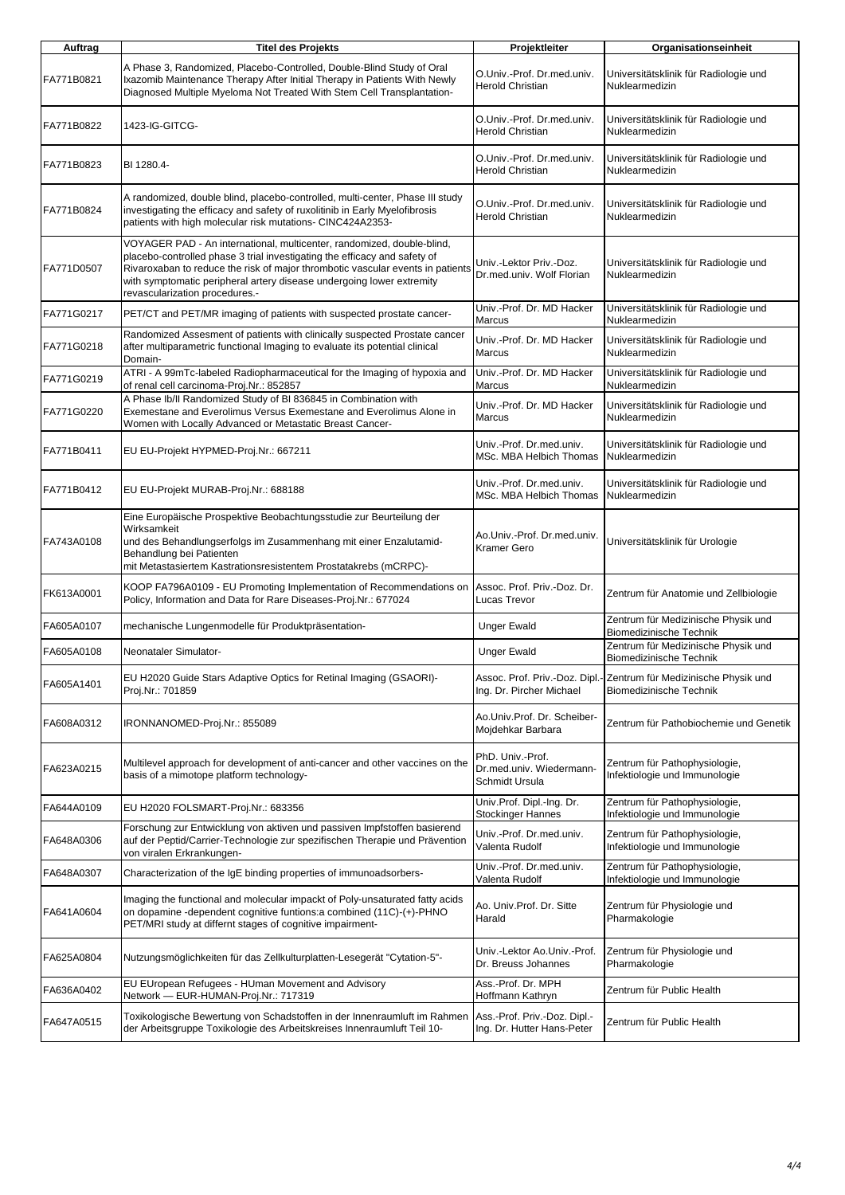| Auftrag | Titel des Projekts | Projektleiter | Organisationseinheit |
|---|---|---|---|
| FA771B0821 | A Phase 3, Randomized, Placebo-Controlled, Double-Blind Study of Oral Ixazomib Maintenance Therapy After Initial Therapy in Patients With Newly Diagnosed Multiple Myeloma Not Treated With Stem Cell Transplantation- | O.Univ.-Prof. Dr.med.univ. Herold Christian | Universitätsklinik für Radiologie und Nuklearmedizin |
| FA771B0822 | 1423-IG-GITCG- | O.Univ.-Prof. Dr.med.univ. Herold Christian | Universitätsklinik für Radiologie und Nuklearmedizin |
| FA771B0823 | BI 1280.4- | O.Univ.-Prof. Dr.med.univ. Herold Christian | Universitätsklinik für Radiologie und Nuklearmedizin |
| FA771B0824 | A randomized, double blind, placebo-controlled, multi-center, Phase III study investigating the efficacy and safety of ruxolitinib in Early Myelofibrosis patients with high molecular risk mutations- CINC424A2353- | O.Univ.-Prof. Dr.med.univ. Herold Christian | Universitätsklinik für Radiologie und Nuklearmedizin |
| FA771D0507 | VOYAGER PAD - An international, multicenter, randomized, double-blind, placebo-controlled phase 3 trial investigating the efficacy and safety of Rivaroxaban to reduce the risk of major thrombotic vascular events in patients with symptomatic peripheral artery disease undergoing lower extremity revascularization procedures.- | Univ.-Lektor Priv.-Doz. Dr.med.univ. Wolf Florian | Universitätsklinik für Radiologie und Nuklearmedizin |
| FA771G0217 | PET/CT and PET/MR imaging of patients with suspected prostate cancer- | Univ.-Prof. Dr. MD Hacker Marcus | Universitätsklinik für Radiologie und Nuklearmedizin |
| FA771G0218 | Randomized Assesment of patients with clinically suspected Prostate cancer after multiparametric functional Imaging to evaluate its potential clinical Domain- | Univ.-Prof. Dr. MD Hacker Marcus | Universitätsklinik für Radiologie und Nuklearmedizin |
| FA771G0219 | ATRI - A 99mTc-labeled Radiopharmaceutical for the Imaging of hypoxia and of renal cell carcinoma-Proj.Nr.: 852857 | Univ.-Prof. Dr. MD Hacker Marcus | Universitätsklinik für Radiologie und Nuklearmedizin |
| FA771G0220 | A Phase Ib/II Randomized Study of BI 836845 in Combination with Exemestane and Everolimus Versus Exemestane and Everolimus Alone in Women with Locally Advanced or Metastatic Breast Cancer- | Univ.-Prof. Dr. MD Hacker Marcus | Universitätsklinik für Radiologie und Nuklearmedizin |
| FA771B0411 | EU EU-Projekt HYPMED-Proj.Nr.: 667211 | Univ.-Prof. Dr.med.univ. MSc. MBA Helbich Thomas | Universitätsklinik für Radiologie und Nuklearmedizin |
| FA771B0412 | EU EU-Projekt MURAB-Proj.Nr.: 688188 | Univ.-Prof. Dr.med.univ. MSc. MBA Helbich Thomas | Universitätsklinik für Radiologie und Nuklearmedizin |
| FA743A0108 | Eine Europäische Prospektive Beobachtungsstudie zur Beurteilung der Wirksamkeit und des Behandlungserfolgs im Zusammenhang mit einer Enzalutamid-Behandlung bei Patienten mit Metastasiertem Kastrationsresistentem Prostatakrebs (mCRPC)- | Ao.Univ.-Prof. Dr.med.univ. Kramer Gero | Universitätsklinik für Urologie |
| FK613A0001 | KOOP FA796A0109 - EU Promoting Implementation of Recommendations on Policy, Information and Data for Rare Diseases-Proj.Nr.: 677024 | Assoc. Prof. Priv.-Doz. Dr. Lucas Trevor | Zentrum für Anatomie und Zellbiologie |
| FA605A0107 | mechanische Lungenmodelle für Produktpräsentation- | Unger Ewald | Zentrum für Medizinische Physik und Biomedizinische Technik |
| FA605A0108 | Neonataler Simulator- | Unger Ewald | Zentrum für Medizinische Physik und Biomedizinische Technik |
| FA605A1401 | EU H2020 Guide Stars Adaptive Optics for Retinal Imaging (GSAORI)-Proj.Nr.: 701859 | Assoc. Prof. Priv.-Doz. Dipl.-Ing. Dr. Pircher Michael | Zentrum für Medizinische Physik und Biomedizinische Technik |
| FA608A0312 | IRONNANOMED-Proj.Nr.: 855089 | Ao.Univ.Prof. Dr. Scheiber-Mojdehkar Barbara | Zentrum für Pathobiochemie und Genetik |
| FA623A0215 | Multilevel approach for development of anti-cancer and other vaccines on the basis of a mimotope platform technology- | PhD. Univ.-Prof. Dr.med.univ. Wiedermann-Schmidt Ursula | Zentrum für Pathophysiologie, Infektiologie und Immunologie |
| FA644A0109 | EU H2020 FOLSMART-Proj.Nr.: 683356 | Univ.Prof. Dipl.-Ing. Dr. Stockinger Hannes | Zentrum für Pathophysiologie, Infektiologie und Immunologie |
| FA648A0306 | Forschung zur Entwicklung von aktiven und passiven Impfstoffen basierend auf der Peptid/Carrier-Technologie zur spezifischen Therapie und Prävention von viralen Erkrankungen- | Univ.-Prof. Dr.med.univ. Valenta Rudolf | Zentrum für Pathophysiologie, Infektiologie und Immunologie |
| FA648A0307 | Characterization of the IgE binding properties of immunoadsorbers- | Univ.-Prof. Dr.med.univ. Valenta Rudolf | Zentrum für Pathophysiologie, Infektiologie und Immunologie |
| FA641A0604 | Imaging the functional and molecular impackt of Poly-unsaturated fatty acids on dopamine -dependent cognitive funtions:a combined (11C)-(+)-PHNO PET/MRI study at differnt stages of cognitive impairment- | Ao. Univ.Prof. Dr. Sitte Harald | Zentrum für Physiologie und Pharmakologie |
| FA625A0804 | Nutzungsmöglichkeiten für das Zellkulturplatten-Lesegerät "Cytation-5"- | Univ.-Lektor Ao.Univ.-Prof. Dr. Breuss Johannes | Zentrum für Physiologie und Pharmakologie |
| FA636A0402 | EU EUropean Refugees - HUman Movement and Advisory Network — EUR-HUMAN-Proj.Nr.: 717319 | Ass.-Prof. Dr. MPH Hoffmann Kathryn | Zentrum für Public Health |
| FA647A0515 | Toxikologische Bewertung von Schadstoffen in der Innenraumluft im Rahmen der Arbeitsgruppe Toxikologie des Arbeitskreises Innenraumluft Teil 10- | Ass.-Prof. Priv.-Doz. Dipl.-Ing. Dr. Hutter Hans-Peter | Zentrum für Public Health |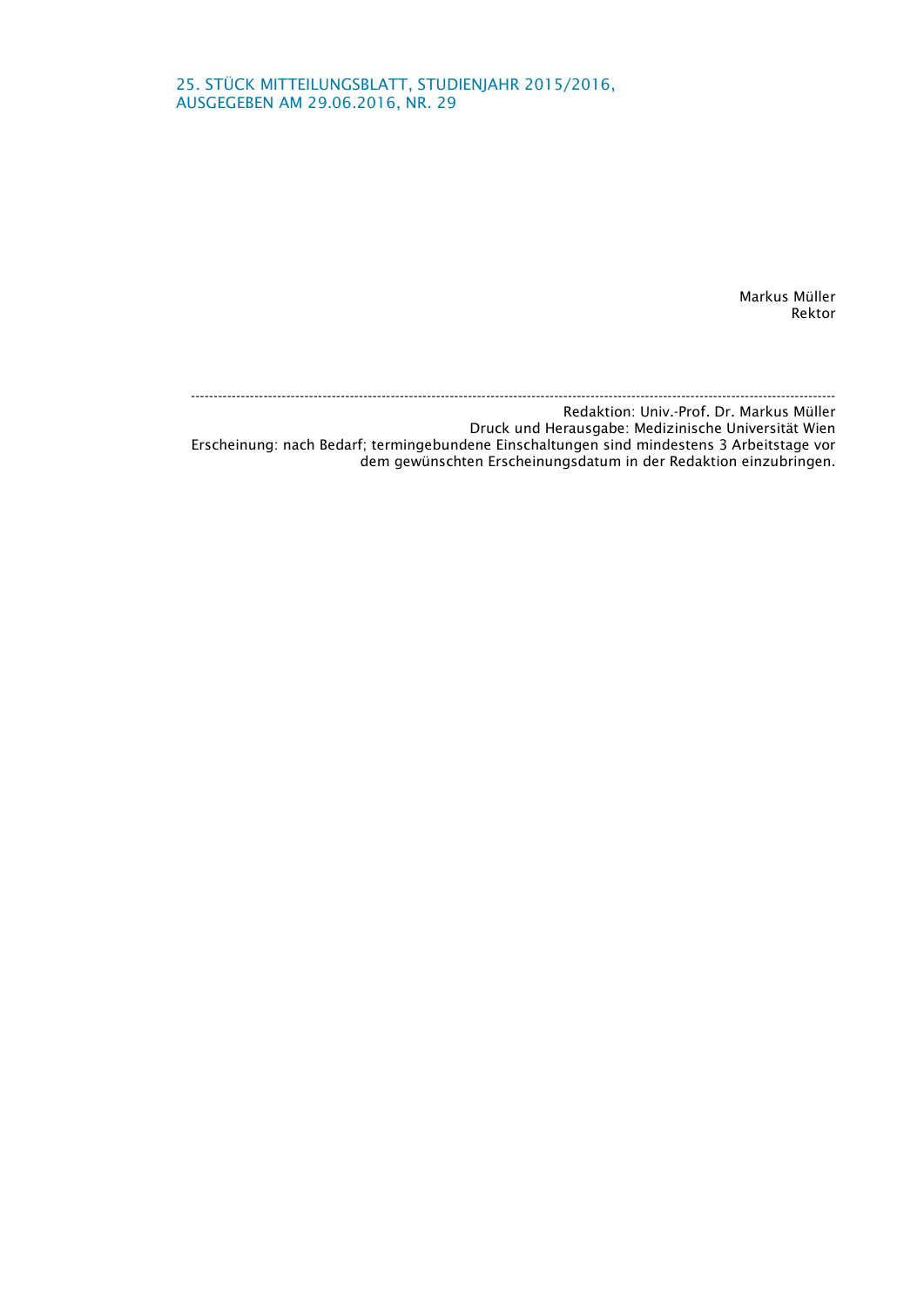Markus Müller
Rektor

---

Redaktion: Univ.-Prof. Dr. Markus Müller
Druck und Herausgabe: Medizinische Universität Wien
Erscheinung: nach Bedarf; termingebundene Einschaltungen sind mindestens 3 Arbeitstage vor dem gewünschten Erscheinungsdatum in der Redaktion einzubringen.